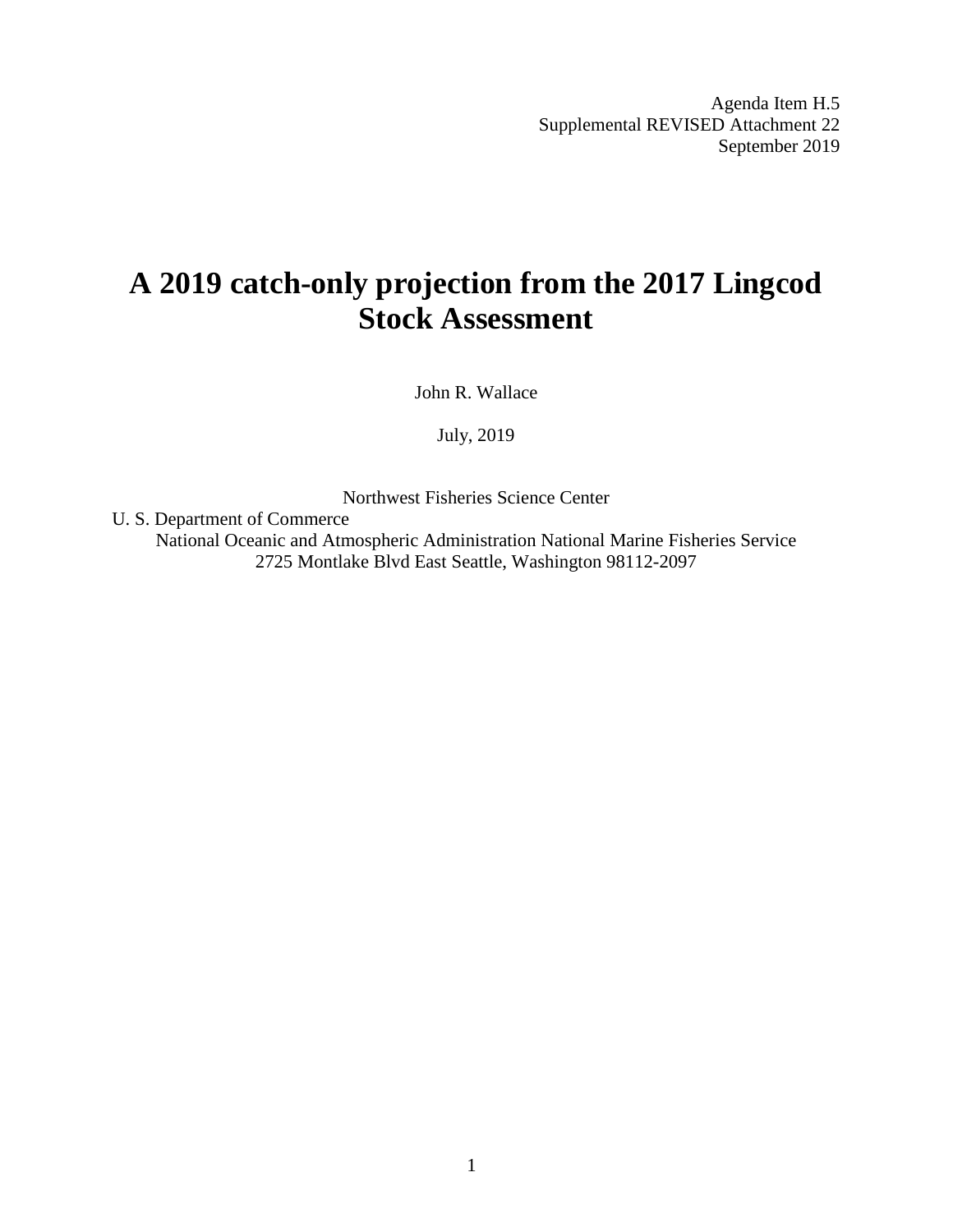Agenda Item H.5
Supplemental REVISED Attachment 22
September 2019

# A 2019 catch-only projection from the 2017 Lingcod Stock Assessment

John R. Wallace

July, 2019

Northwest Fisheries Science Center
U. S. Department of Commerce
National Oceanic and Atmospheric Administration National Marine Fisheries Service
2725 Montlake Blvd East Seattle, Washington 98112-2097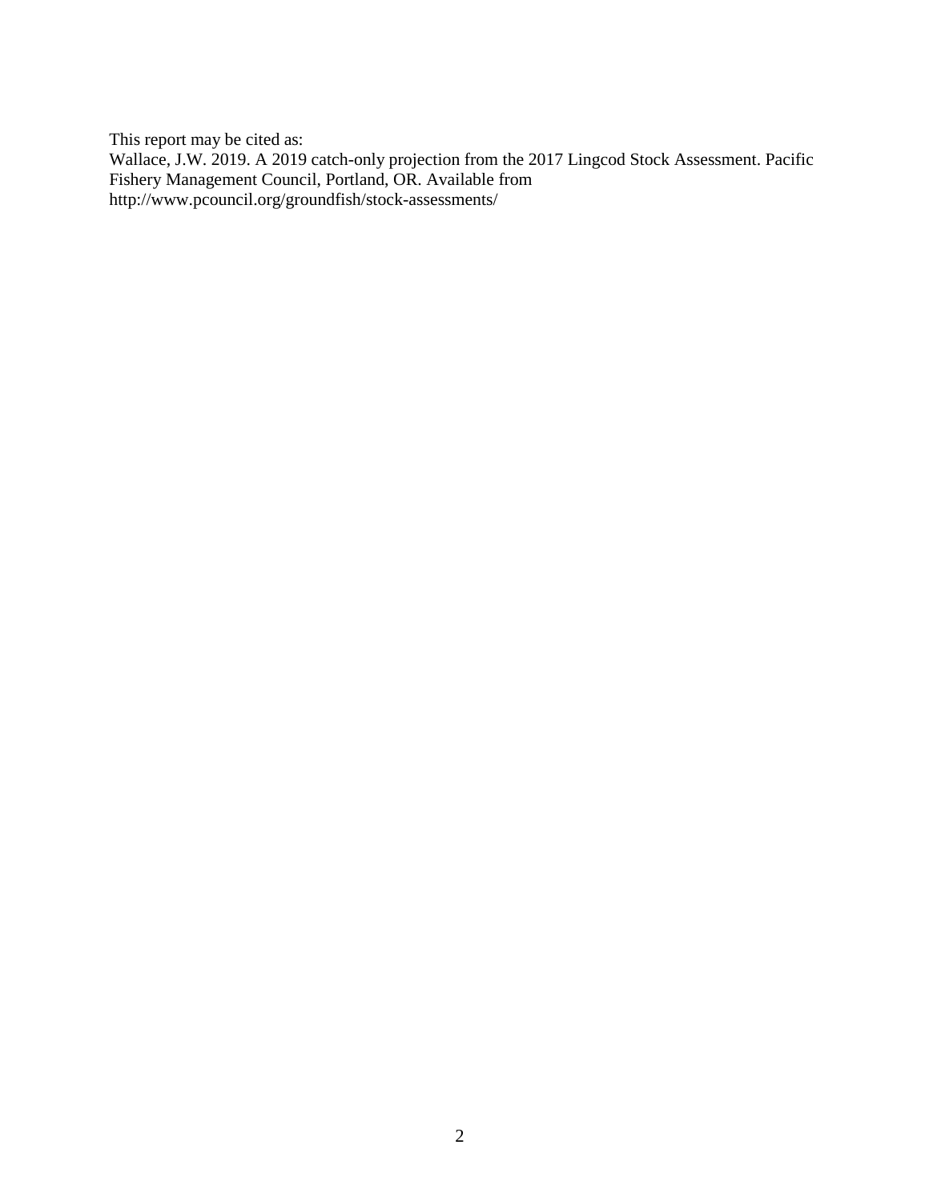This report may be cited as:
Wallace, J.W. 2019. A 2019 catch-only projection from the 2017 Lingcod Stock Assessment. Pacific Fishery Management Council, Portland, OR. Available from http://www.pcouncil.org/groundfish/stock-assessments/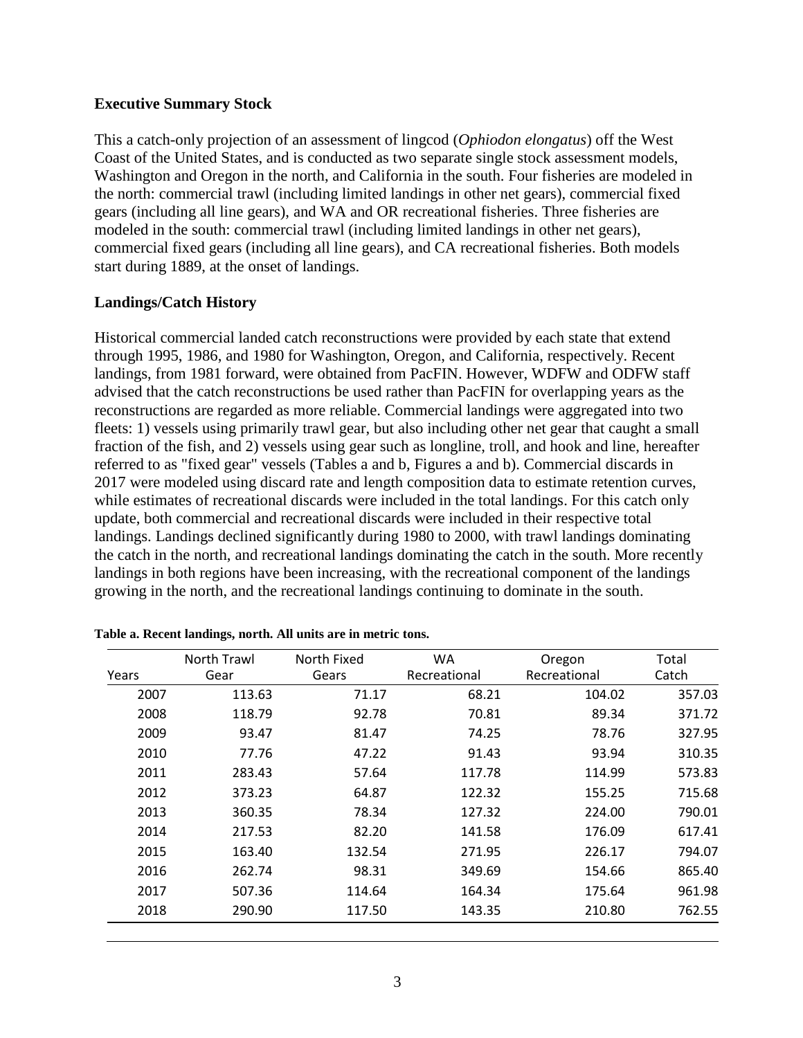**Executive Summary Stock**

This a catch-only projection of an assessment of lingcod (*Ophiodon elongatus*) off the West Coast of the United States, and is conducted as two separate single stock assessment models, Washington and Oregon in the north, and California in the south. Four fisheries are modeled in the north: commercial trawl (including limited landings in other net gears), commercial fixed gears (including all line gears), and WA and OR recreational fisheries. Three fisheries are modeled in the south: commercial trawl (including limited landings in other net gears), commercial fixed gears (including all line gears), and CA recreational fisheries. Both models start during 1889, at the onset of landings.

**Landings/Catch History**

Historical commercial landed catch reconstructions were provided by each state that extend through 1995, 1986, and 1980 for Washington, Oregon, and California, respectively. Recent landings, from 1981 forward, were obtained from PacFIN. However, WDFW and ODFW staff advised that the catch reconstructions be used rather than PacFIN for overlapping years as the reconstructions are regarded as more reliable. Commercial landings were aggregated into two fleets: 1) vessels using primarily trawl gear, but also including other net gear that caught a small fraction of the fish, and 2) vessels using gear such as longline, troll, and hook and line, hereafter referred to as "fixed gear" vessels (Tables a and b, Figures a and b). Commercial discards in 2017 were modeled using discard rate and length composition data to estimate retention curves, while estimates of recreational discards were included in the total landings. For this catch only update, both commercial and recreational discards were included in their respective total landings. Landings declined significantly during 1980 to 2000, with trawl landings dominating the catch in the north, and recreational landings dominating the catch in the south. More recently landings in both regions have been increasing, with the recreational component of the landings growing in the north, and the recreational landings continuing to dominate in the south.

**Table a. Recent landings, north. All units are in metric tons.**

| Years | North Trawl Gear | North Fixed Gears | WA Recreational | Oregon Recreational | Total Catch |
|---|---|---|---|---|---|
| 2007 | 113.63 | 71.17 | 68.21 | 104.02 | 357.03 |
| 2008 | 118.79 | 92.78 | 70.81 | 89.34 | 371.72 |
| 2009 | 93.47 | 81.47 | 74.25 | 78.76 | 327.95 |
| 2010 | 77.76 | 47.22 | 91.43 | 93.94 | 310.35 |
| 2011 | 283.43 | 57.64 | 117.78 | 114.99 | 573.83 |
| 2012 | 373.23 | 64.87 | 122.32 | 155.25 | 715.68 |
| 2013 | 360.35 | 78.34 | 127.32 | 224.00 | 790.01 |
| 2014 | 217.53 | 82.20 | 141.58 | 176.09 | 617.41 |
| 2015 | 163.40 | 132.54 | 271.95 | 226.17 | 794.07 |
| 2016 | 262.74 | 98.31 | 349.69 | 154.66 | 865.40 |
| 2017 | 507.36 | 114.64 | 164.34 | 175.64 | 961.98 |
| 2018 | 290.90 | 117.50 | 143.35 | 210.80 | 762.55 |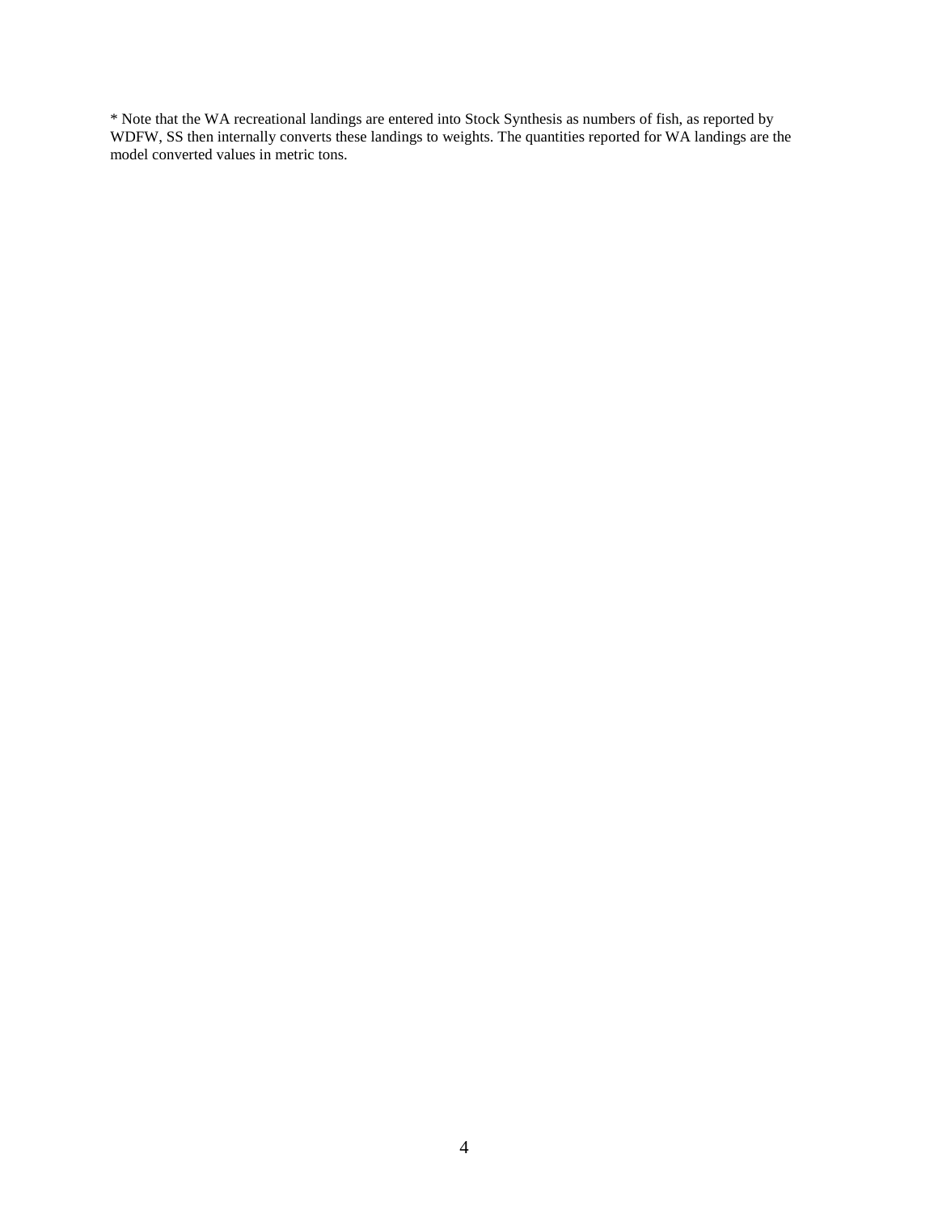* Note that the WA recreational landings are entered into Stock Synthesis as numbers of fish, as reported by WDFW, SS then internally converts these landings to weights. The quantities reported for WA landings are the model converted values in metric tons.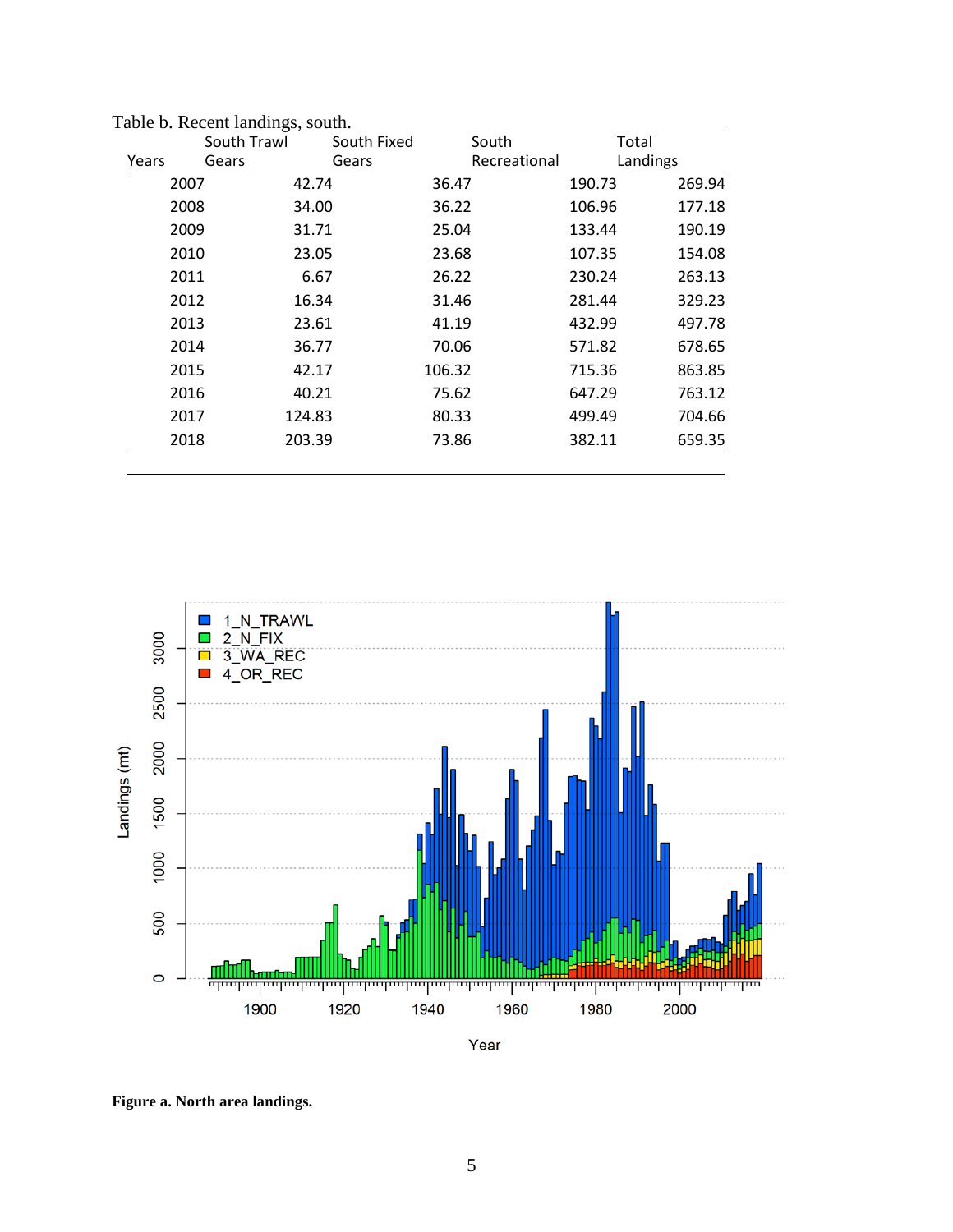Table b. Recent landings, south.

| Years | South Trawl Gears | South Fixed Gears | South Recreational | Total Landings |
|---|---|---|---|---|
| 2007 | 42.74 | 36.47 | 190.73 | 269.94 |
| 2008 | 34.00 | 36.22 | 106.96 | 177.18 |
| 2009 | 31.71 | 25.04 | 133.44 | 190.19 |
| 2010 | 23.05 | 23.68 | 107.35 | 154.08 |
| 2011 | 6.67 | 26.22 | 230.24 | 263.13 |
| 2012 | 16.34 | 31.46 | 281.44 | 329.23 |
| 2013 | 23.61 | 41.19 | 432.99 | 497.78 |
| 2014 | 36.77 | 70.06 | 571.82 | 678.65 |
| 2015 | 42.17 | 106.32 | 715.36 | 863.85 |
| 2016 | 40.21 | 75.62 | 647.29 | 763.12 |
| 2017 | 124.83 | 80.33 | 499.49 | 704.66 |
| 2018 | 203.39 | 73.86 | 382.11 | 659.35 |

**Figure a. North area landings.**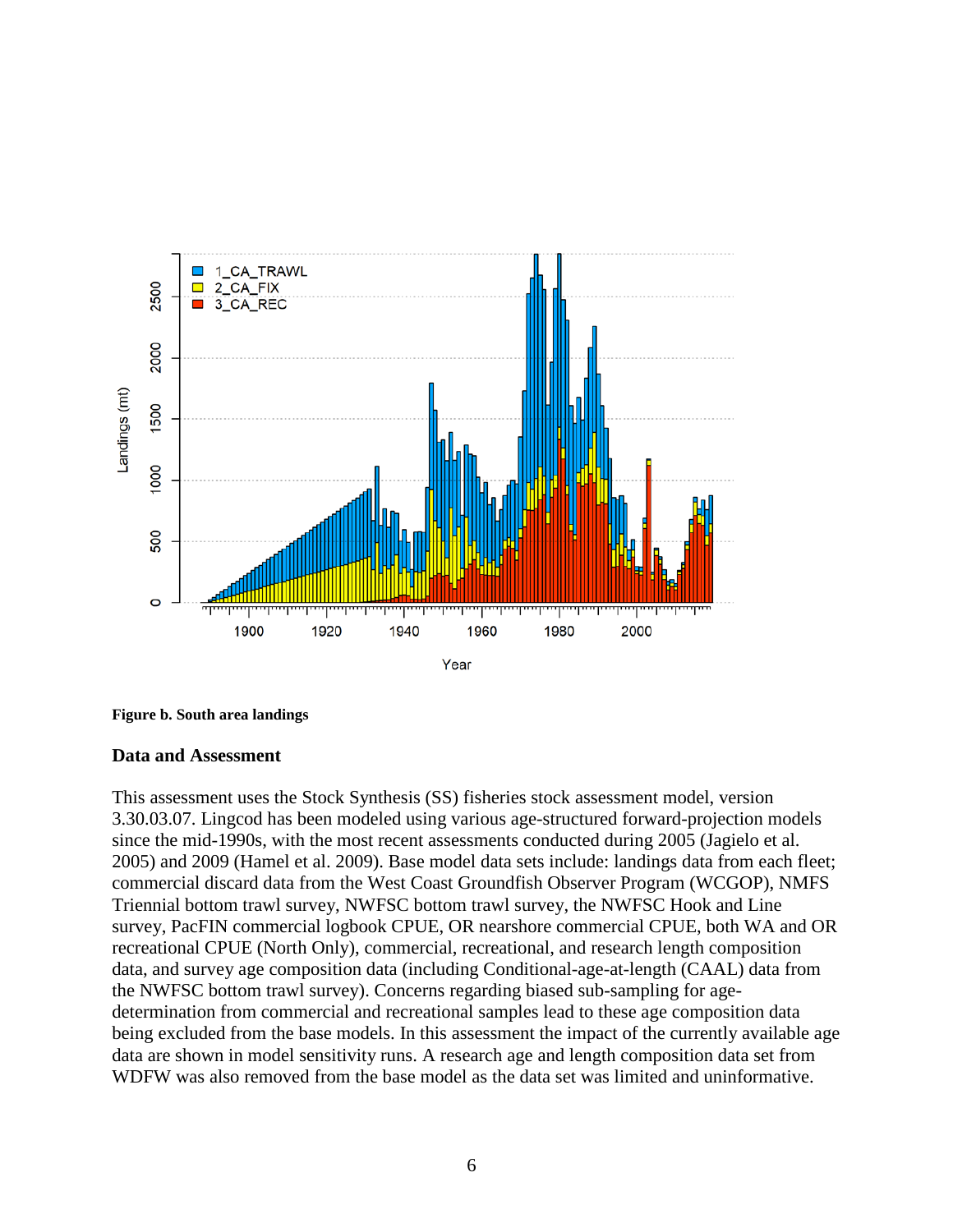**Figure b. South area landings**

## Data and Assessment

This assessment uses the Stock Synthesis (SS) fisheries stock assessment model, version 3.30.03.07. Lingcod has been modeled using various age-structured forward-projection models since the mid-1990s, with the most recent assessments conducted during 2005 (Jagielo et al. 2005) and 2009 (Hamel et al. 2009). Base model data sets include: landings data from each fleet; commercial discard data from the West Coast Groundfish Observer Program (WCGOP), NMFS Triennial bottom trawl survey, NWFSC bottom trawl survey, the NWFSC Hook and Line survey, PacFIN commercial logbook CPUE, OR nearshore commercial CPUE, both WA and OR recreational CPUE (North Only), commercial, recreational, and research length composition data, and survey age composition data (including Conditional-age-at-length (CAAL) data from the NWFSC bottom trawl survey). Concerns regarding biased sub-sampling for age-determination from commercial and recreational samples lead to these age composition data being excluded from the base models. In this assessment the impact of the currently available age data are shown in model sensitivity runs. A research age and length composition data set from WDFW was also removed from the base model as the data set was limited and uninformative.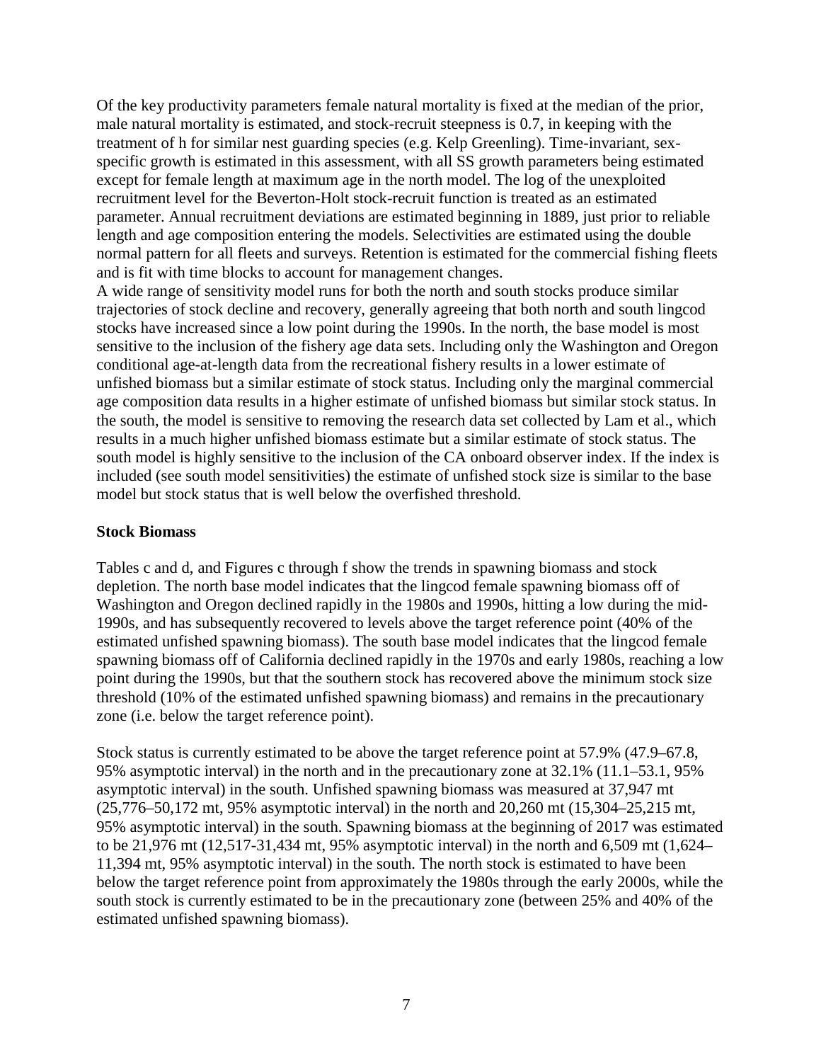Of the key productivity parameters female natural mortality is fixed at the median of the prior, male natural mortality is estimated, and stock-recruit steepness is 0.7, in keeping with the treatment of h for similar nest guarding species (e.g. Kelp Greenling). Time-invariant, sex-specific growth is estimated in this assessment, with all SS growth parameters being estimated except for female length at maximum age in the north model. The log of the unexploited recruitment level for the Beverton-Holt stock-recruit function is treated as an estimated parameter. Annual recruitment deviations are estimated beginning in 1889, just prior to reliable length and age composition entering the models. Selectivities are estimated using the double normal pattern for all fleets and surveys. Retention is estimated for the commercial fishing fleets and is fit with time blocks to account for management changes.

A wide range of sensitivity model runs for both the north and south stocks produce similar trajectories of stock decline and recovery, generally agreeing that both north and south lingcod stocks have increased since a low point during the 1990s. In the north, the base model is most sensitive to the inclusion of the fishery age data sets. Including only the Washington and Oregon conditional age-at-length data from the recreational fishery results in a lower estimate of unfished biomass but a similar estimate of stock status. Including only the marginal commercial age composition data results in a higher estimate of unfished biomass but similar stock status. In the south, the model is sensitive to removing the research data set collected by Lam et al., which results in a much higher unfished biomass estimate but a similar estimate of stock status. The south model is highly sensitive to the inclusion of the CA onboard observer index. If the index is included (see south model sensitivities) the estimate of unfished stock size is similar to the base model but stock status that is well below the overfished threshold.

## Stock Biomass

Tables c and d, and Figures c through f show the trends in spawning biomass and stock depletion. The north base model indicates that the lingcod female spawning biomass off of Washington and Oregon declined rapidly in the 1980s and 1990s, hitting a low during the mid-1990s, and has subsequently recovered to levels above the target reference point (40% of the estimated unfished spawning biomass). The south base model indicates that the lingcod female spawning biomass off of California declined rapidly in the 1970s and early 1980s, reaching a low point during the 1990s, but that the southern stock has recovered above the minimum stock size threshold (10% of the estimated unfished spawning biomass) and remains in the precautionary zone (i.e. below the target reference point).

Stock status is currently estimated to be above the target reference point at 57.9% (47.9–67.8, 95% asymptotic interval) in the north and in the precautionary zone at 32.1% (11.1–53.1, 95% asymptotic interval) in the south. Unfished spawning biomass was measured at 37,947 mt (25,776–50,172 mt, 95% asymptotic interval) in the north and 20,260 mt (15,304–25,215 mt, 95% asymptotic interval) in the south. Spawning biomass at the beginning of 2017 was estimated to be 21,976 mt (12,517-31,434 mt, 95% asymptotic interval) in the north and 6,509 mt (1,624–11,394 mt, 95% asymptotic interval) in the south. The north stock is estimated to have been below the target reference point from approximately the 1980s through the early 2000s, while the south stock is currently estimated to be in the precautionary zone (between 25% and 40% of the estimated unfished spawning biomass).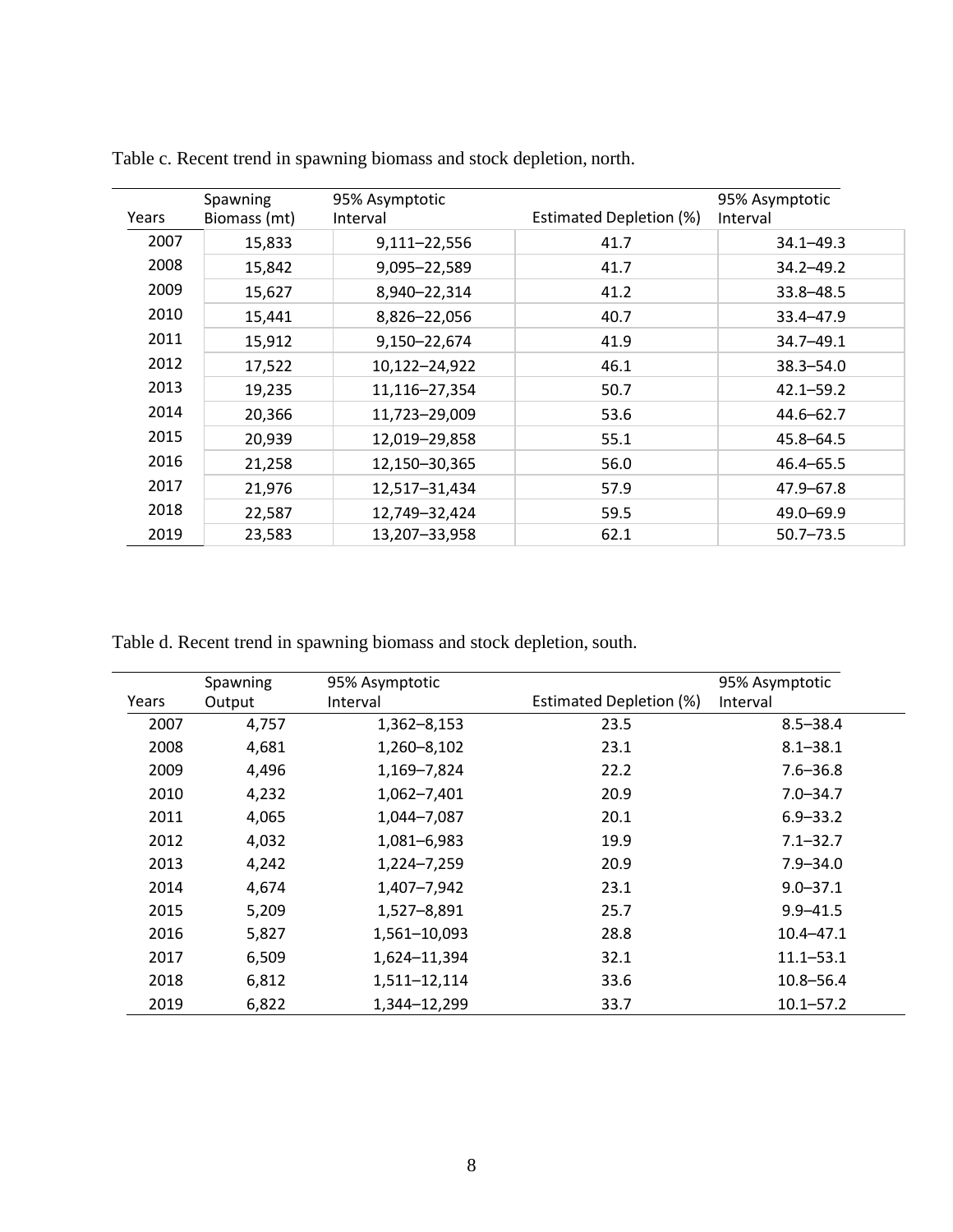Table c. Recent trend in spawning biomass and stock depletion, north.

| Years | Spawning Biomass (mt) | 95% Asymptotic Interval | Estimated Depletion (%) | 95% Asymptotic Interval |
|---|---|---|---|---|
| 2007 | 15,833 | 9,111–22,556 | 41.7 | 34.1–49.3 |
| 2008 | 15,842 | 9,095–22,589 | 41.7 | 34.2–49.2 |
| 2009 | 15,627 | 8,940–22,314 | 41.2 | 33.8–48.5 |
| 2010 | 15,441 | 8,826–22,056 | 40.7 | 33.4–47.9 |
| 2011 | 15,912 | 9,150–22,674 | 41.9 | 34.7–49.1 |
| 2012 | 17,522 | 10,122–24,922 | 46.1 | 38.3–54.0 |
| 2013 | 19,235 | 11,116–27,354 | 50.7 | 42.1–59.2 |
| 2014 | 20,366 | 11,723–29,009 | 53.6 | 44.6–62.7 |
| 2015 | 20,939 | 12,019–29,858 | 55.1 | 45.8–64.5 |
| 2016 | 21,258 | 12,150–30,365 | 56.0 | 46.4–65.5 |
| 2017 | 21,976 | 12,517–31,434 | 57.9 | 47.9–67.8 |
| 2018 | 22,587 | 12,749–32,424 | 59.5 | 49.0–69.9 |
| 2019 | 23,583 | 13,207–33,958 | 62.1 | 50.7–73.5 |

Table d. Recent trend in spawning biomass and stock depletion, south.

| Years | Spawning Output | 95% Asymptotic Interval | Estimated Depletion (%) | 95% Asymptotic Interval |
|---|---|---|---|---|
| 2007 | 4,757 | 1,362–8,153 | 23.5 | 8.5–38.4 |
| 2008 | 4,681 | 1,260–8,102 | 23.1 | 8.1–38.1 |
| 2009 | 4,496 | 1,169–7,824 | 22.2 | 7.6–36.8 |
| 2010 | 4,232 | 1,062–7,401 | 20.9 | 7.0–34.7 |
| 2011 | 4,065 | 1,044–7,087 | 20.1 | 6.9–33.2 |
| 2012 | 4,032 | 1,081–6,983 | 19.9 | 7.1–32.7 |
| 2013 | 4,242 | 1,224–7,259 | 20.9 | 7.9–34.0 |
| 2014 | 4,674 | 1,407–7,942 | 23.1 | 9.0–37.1 |
| 2015 | 5,209 | 1,527–8,891 | 25.7 | 9.9–41.5 |
| 2016 | 5,827 | 1,561–10,093 | 28.8 | 10.4–47.1 |
| 2017 | 6,509 | 1,624–11,394 | 32.1 | 11.1–53.1 |
| 2018 | 6,812 | 1,511–12,114 | 33.6 | 10.8–56.4 |
| 2019 | 6,822 | 1,344–12,299 | 33.7 | 10.1–57.2 |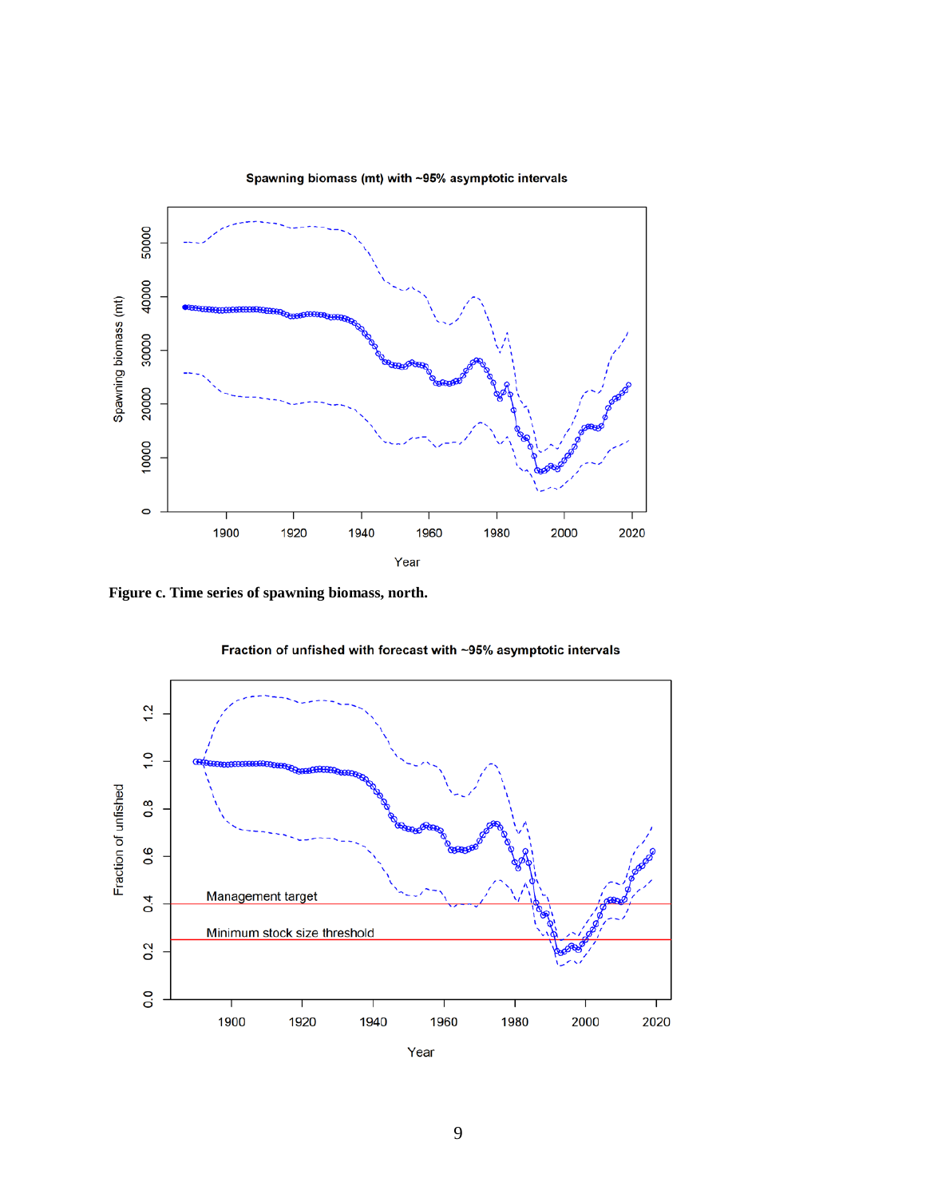Spawning biomass (mt) with ~95% asymptotic intervals

**Figure c. Time series of spawning biomass, north.**

Fraction of unfished with forecast with ~95% asymptotic intervals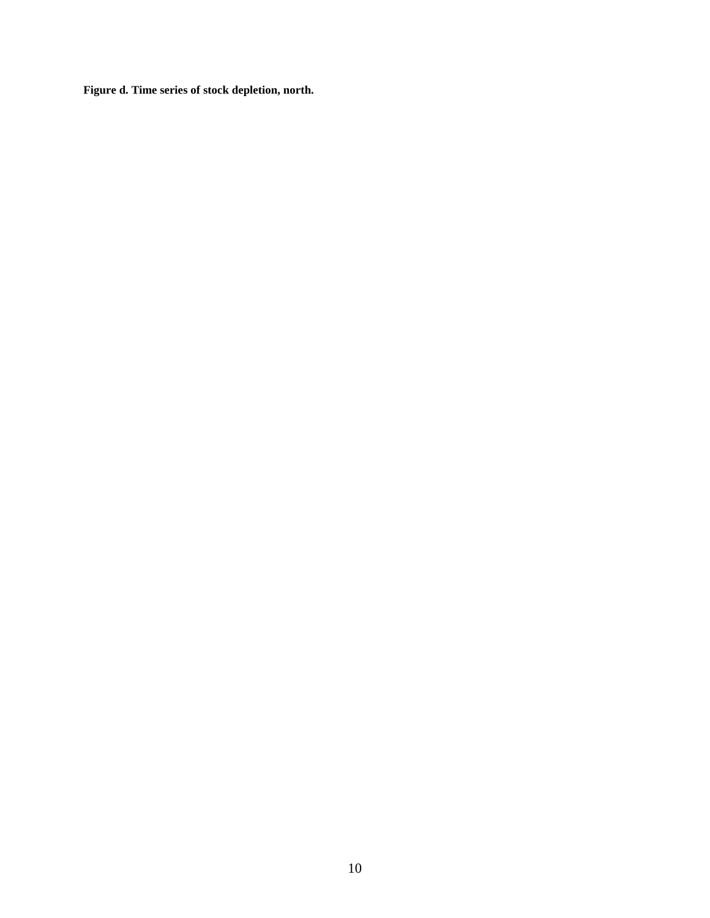**Figure d. Time series of stock depletion, north.**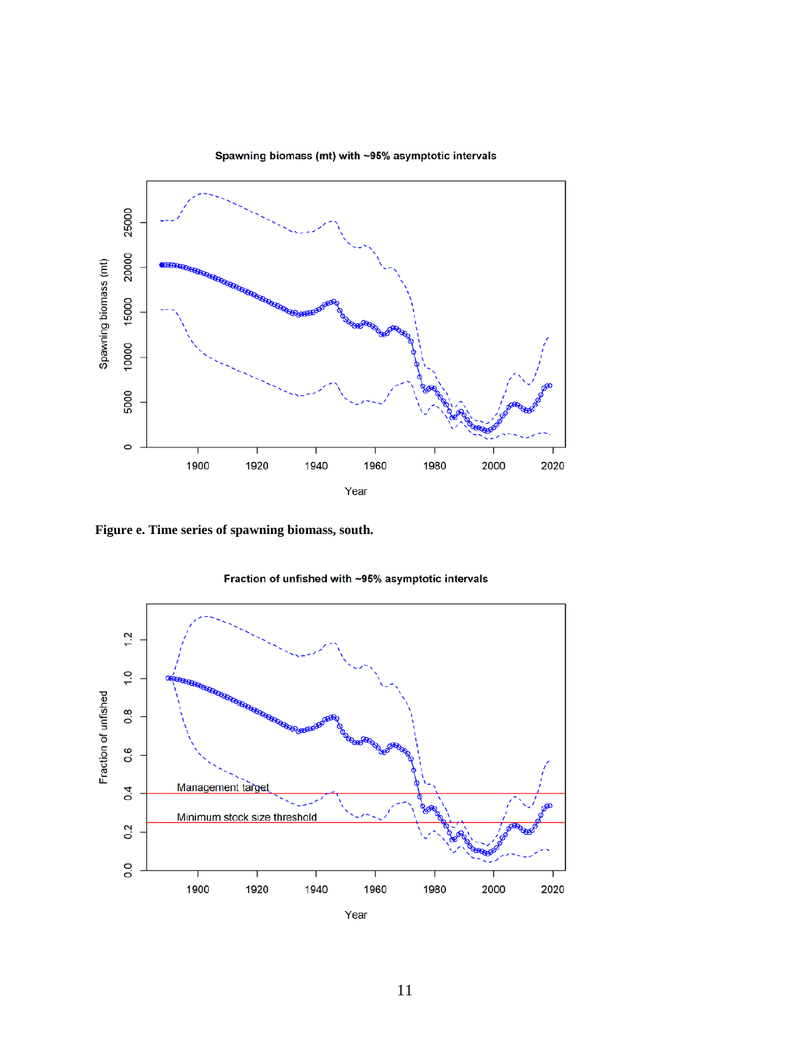**Figure e. Time series of spawning biomass, south.**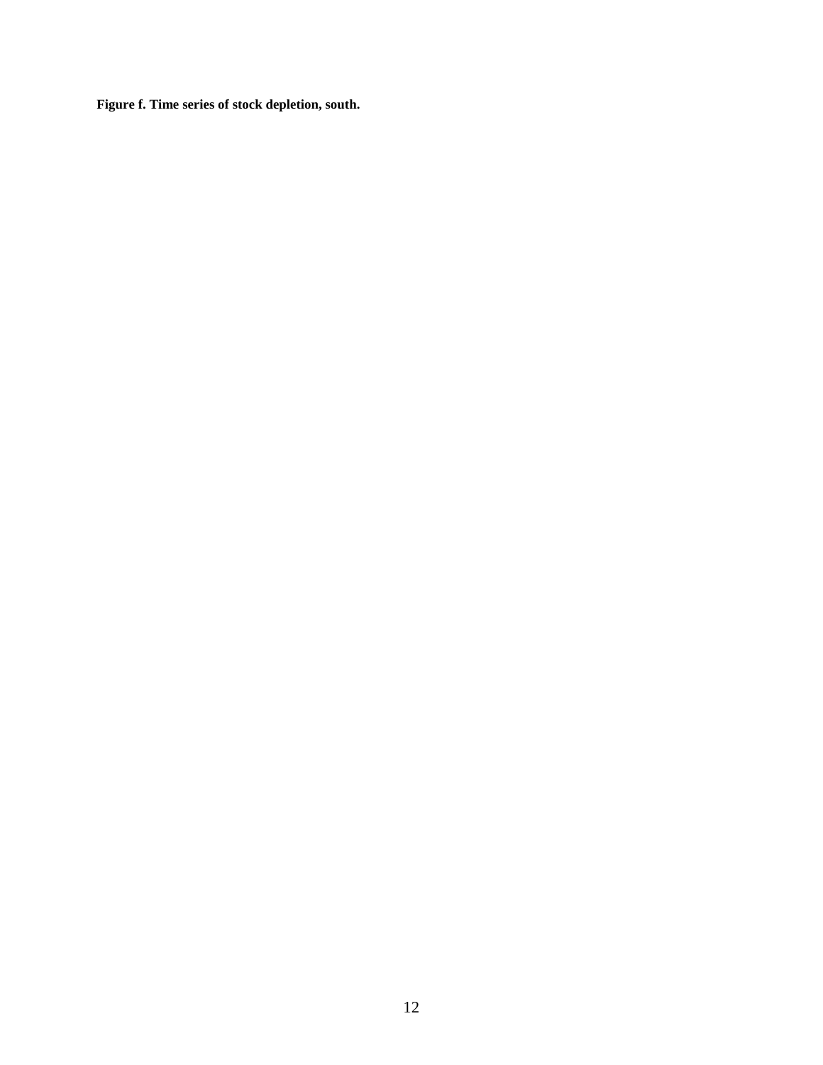**Figure f. Time series of stock depletion, south.**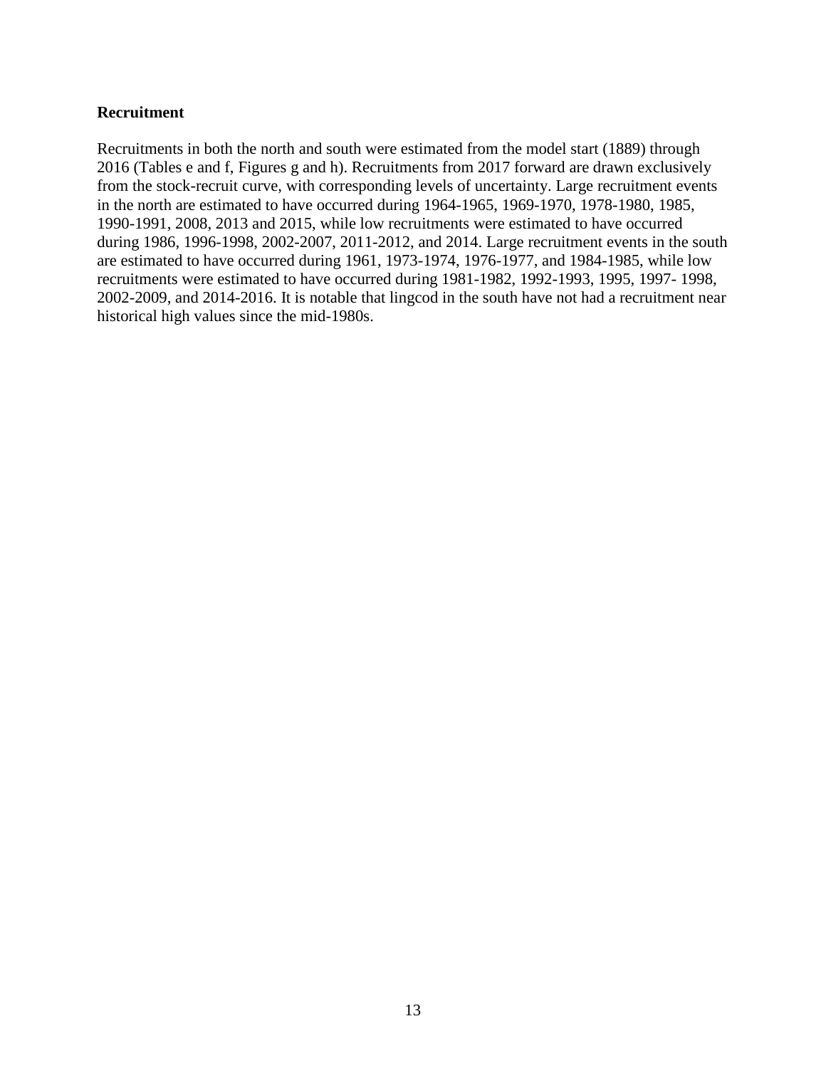**Recruitment**

Recruitments in both the north and south were estimated from the model start (1889) through 2016 (Tables e and f, Figures g and h). Recruitments from 2017 forward are drawn exclusively from the stock-recruit curve, with corresponding levels of uncertainty. Large recruitment events in the north are estimated to have occurred during 1964-1965, 1969-1970, 1978-1980, 1985, 1990-1991, 2008, 2013 and 2015, while low recruitments were estimated to have occurred during 1986, 1996-1998, 2002-2007, 2011-2012, and 2014. Large recruitment events in the south are estimated to have occurred during 1961, 1973-1974, 1976-1977, and 1984-1985, while low recruitments were estimated to have occurred during 1981-1982, 1992-1993, 1995, 1997- 1998, 2002-2009, and 2014-2016. It is notable that lingcod in the south have not had a recruitment near historical high values since the mid-1980s.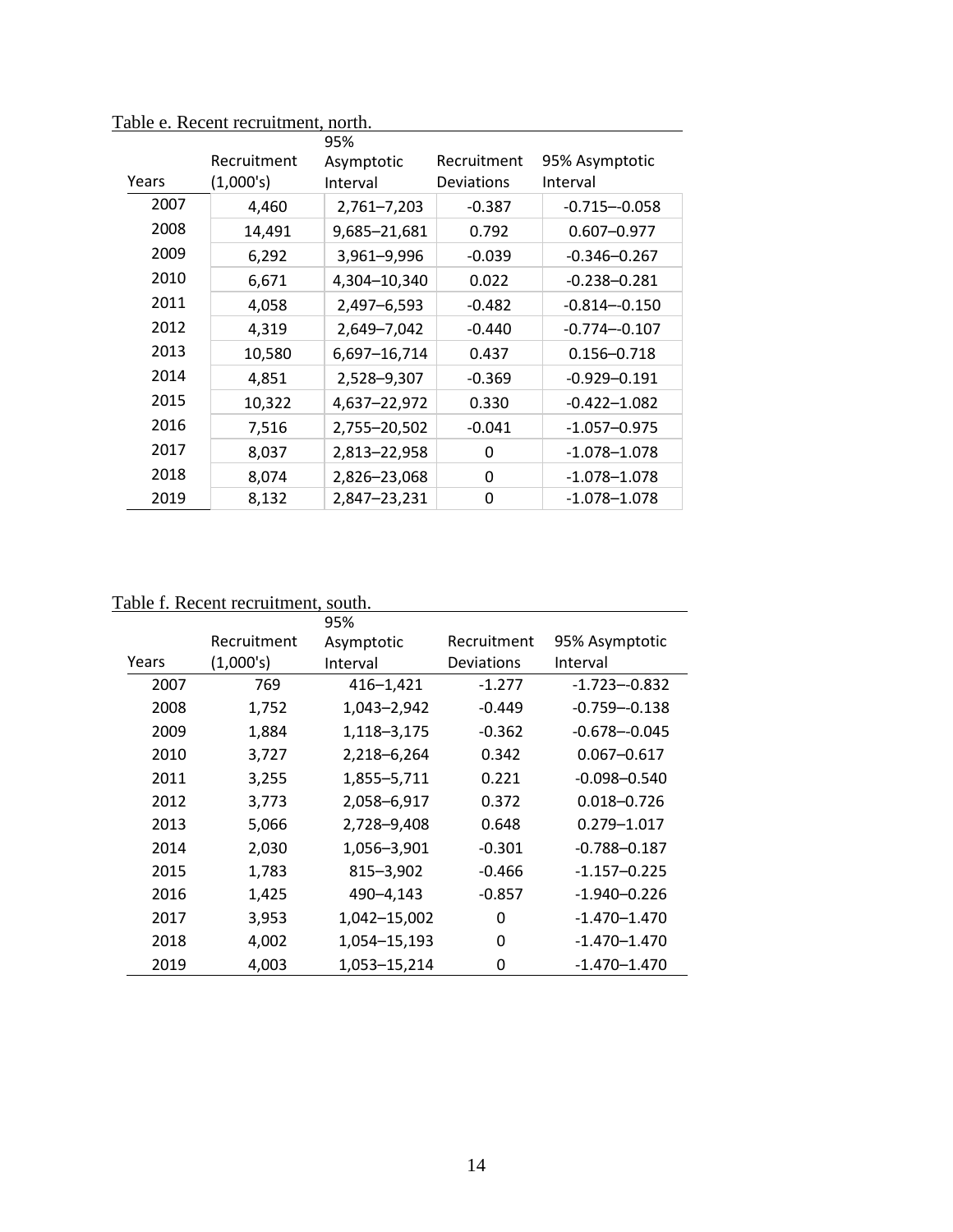Table e. Recent recruitment, north.

| Years | Recruitment (1,000's) | 95% Asymptotic Interval | Recruitment Deviations | 95% Asymptotic Interval |
|---|---|---|---|---|
| 2007 | 4,460 | 2,761–7,203 | -0.387 | -0.715–-0.058 |
| 2008 | 14,491 | 9,685–21,681 | 0.792 | 0.607–0.977 |
| 2009 | 6,292 | 3,961–9,996 | -0.039 | -0.346–0.267 |
| 2010 | 6,671 | 4,304–10,340 | 0.022 | -0.238–0.281 |
| 2011 | 4,058 | 2,497–6,593 | -0.482 | -0.814–-0.150 |
| 2012 | 4,319 | 2,649–7,042 | -0.440 | -0.774–-0.107 |
| 2013 | 10,580 | 6,697–16,714 | 0.437 | 0.156–0.718 |
| 2014 | 4,851 | 2,528–9,307 | -0.369 | -0.929–0.191 |
| 2015 | 10,322 | 4,637–22,972 | 0.330 | -0.422–1.082 |
| 2016 | 7,516 | 2,755–20,502 | -0.041 | -1.057–0.975 |
| 2017 | 8,037 | 2,813–22,958 | 0 | -1.078–1.078 |
| 2018 | 8,074 | 2,826–23,068 | 0 | -1.078–1.078 |
| 2019 | 8,132 | 2,847–23,231 | 0 | -1.078–1.078 |

Table f. Recent recruitment, south.

| Years | Recruitment (1,000's) | 95% Asymptotic Interval | Recruitment Deviations | 95% Asymptotic Interval |
|---|---|---|---|---|
| 2007 | 769 | 416–1,421 | -1.277 | -1.723–-0.832 |
| 2008 | 1,752 | 1,043–2,942 | -0.449 | -0.759–-0.138 |
| 2009 | 1,884 | 1,118–3,175 | -0.362 | -0.678–-0.045 |
| 2010 | 3,727 | 2,218–6,264 | 0.342 | 0.067–0.617 |
| 2011 | 3,255 | 1,855–5,711 | 0.221 | -0.098–0.540 |
| 2012 | 3,773 | 2,058–6,917 | 0.372 | 0.018–0.726 |
| 2013 | 5,066 | 2,728–9,408 | 0.648 | 0.279–1.017 |
| 2014 | 2,030 | 1,056–3,901 | -0.301 | -0.788–0.187 |
| 2015 | 1,783 | 815–3,902 | -0.466 | -1.157–0.225 |
| 2016 | 1,425 | 490–4,143 | -0.857 | -1.940–0.226 |
| 2017 | 3,953 | 1,042–15,002 | 0 | -1.470–1.470 |
| 2018 | 4,002 | 1,054–15,193 | 0 | -1.470–1.470 |
| 2019 | 4,003 | 1,053–15,214 | 0 | -1.470–1.470 |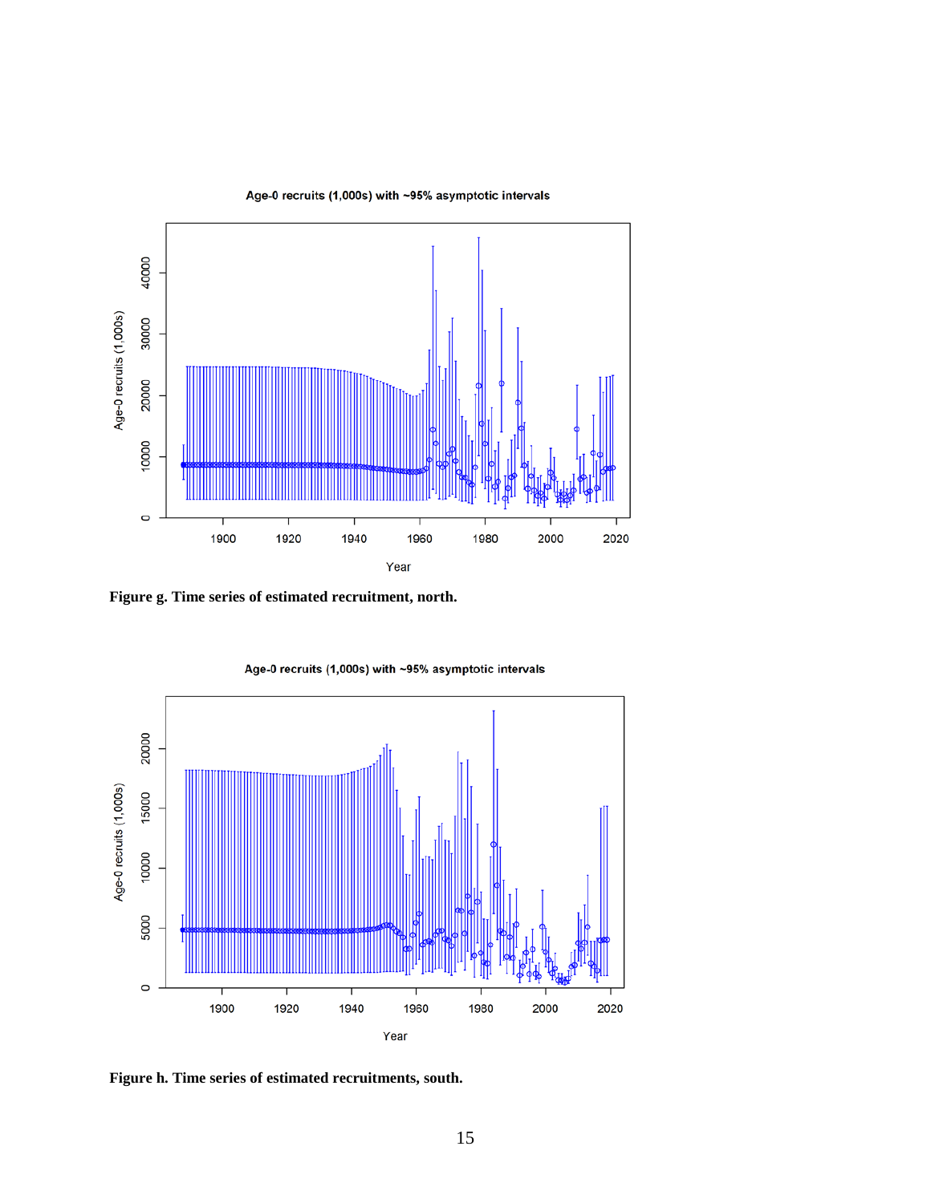**Figure g. Time series of estimated recruitment, north.**

**Figure h. Time series of estimated recruitments, south.**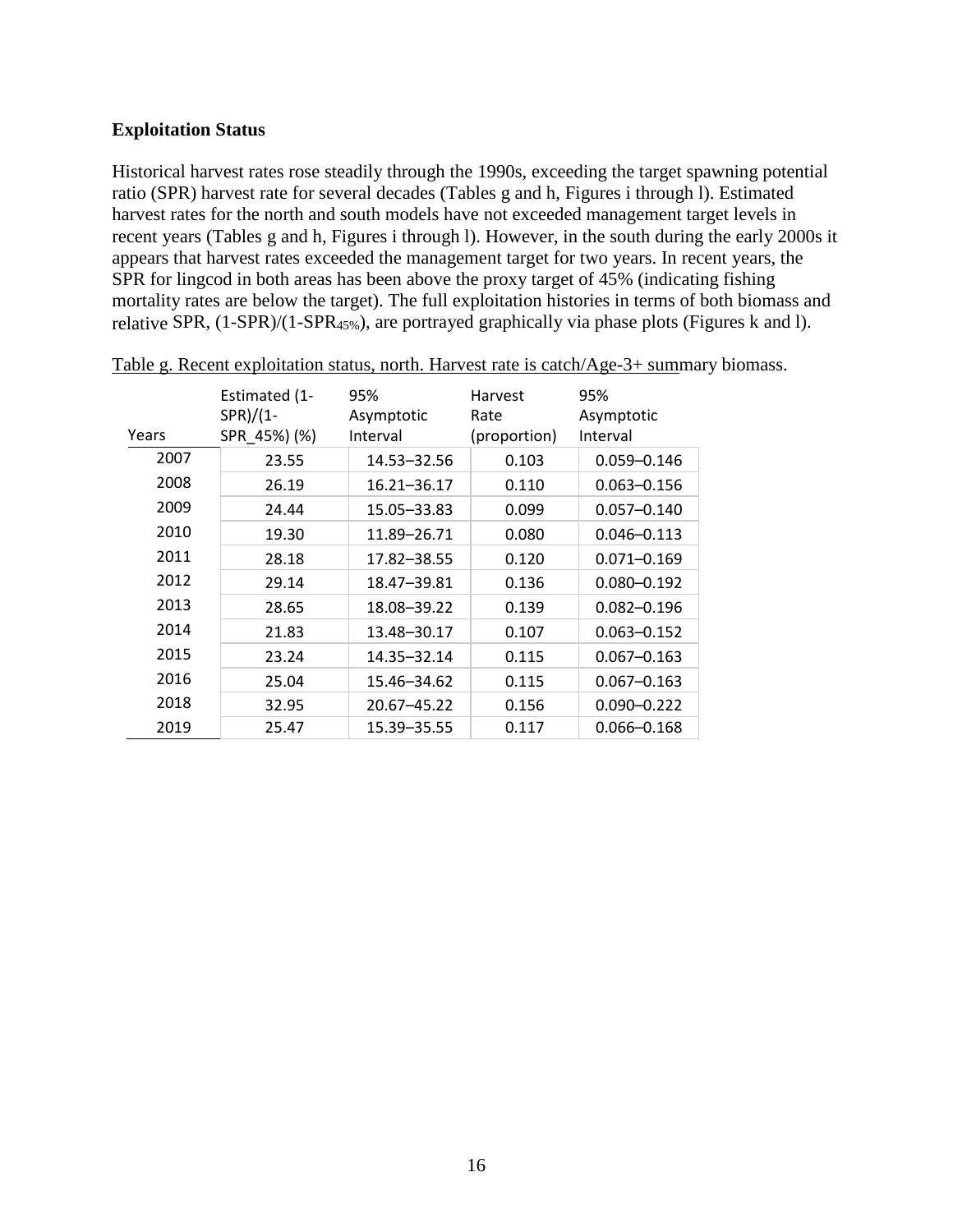**Exploitation Status**

Historical harvest rates rose steadily through the 1990s, exceeding the target spawning potential ratio (SPR) harvest rate for several decades (Tables g and h, Figures i through l). Estimated harvest rates for the north and south models have not exceeded management target levels in recent years (Tables g and h, Figures i through l). However, in the south during the early 2000s it appears that harvest rates exceeded the management target for two years. In recent years, the SPR for lingcod in both areas has been above the proxy target of 45% (indicating fishing mortality rates are below the target). The full exploitation histories in terms of both biomass and relative SPR, (1-SPR)/(1-$SPR_{45\%}$), are portrayed graphically via phase plots (Figures k and l).

Table g. Recent exploitation status, north. Harvest rate is catch/Age-3+ summary biomass.

| Years | Estimated (1-SPR)/(1-SPR_45%) (%) | 95% Asymptotic Interval | Harvest Rate (proportion) | 95% Asymptotic Interval |
|---|---|---|---|---|
| 2007 | 23.55 | 14.53–32.56 | 0.103 | 0.059–0.146 |
| 2008 | 26.19 | 16.21–36.17 | 0.110 | 0.063–0.156 |
| 2009 | 24.44 | 15.05–33.83 | 0.099 | 0.057–0.140 |
| 2010 | 19.30 | 11.89–26.71 | 0.080 | 0.046–0.113 |
| 2011 | 28.18 | 17.82–38.55 | 0.120 | 0.071–0.169 |
| 2012 | 29.14 | 18.47–39.81 | 0.136 | 0.080–0.192 |
| 2013 | 28.65 | 18.08–39.22 | 0.139 | 0.082–0.196 |
| 2014 | 21.83 | 13.48–30.17 | 0.107 | 0.063–0.152 |
| 2015 | 23.24 | 14.35–32.14 | 0.115 | 0.067–0.163 |
| 2016 | 25.04 | 15.46–34.62 | 0.115 | 0.067–0.163 |
| 2018 | 32.95 | 20.67–45.22 | 0.156 | 0.090–0.222 |
| 2019 | 25.47 | 15.39–35.55 | 0.117 | 0.066–0.168 |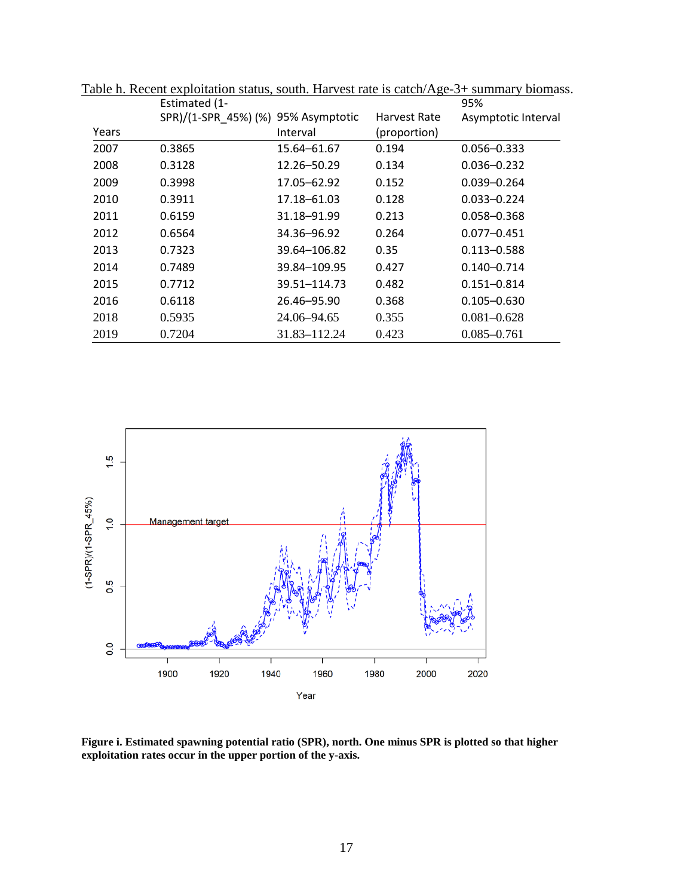Table h. Recent exploitation status, south. Harvest rate is catch/Age-3+ summary biomass.

| Years | Estimated (1-SPR)/(1-SPR_45%) (%) | 95% Asymptotic Interval | Harvest Rate (proportion) | 95% Asymptotic Interval |
|---|---|---|---|---|
| 2007 | 0.3865 | 15.64–61.67 | 0.194 | 0.056–0.333 |
| 2008 | 0.3128 | 12.26–50.29 | 0.134 | 0.036–0.232 |
| 2009 | 0.3998 | 17.05–62.92 | 0.152 | 0.039–0.264 |
| 2010 | 0.3911 | 17.18–61.03 | 0.128 | 0.033–0.224 |
| 2011 | 0.6159 | 31.18–91.99 | 0.213 | 0.058–0.368 |
| 2012 | 0.6564 | 34.36–96.92 | 0.264 | 0.077–0.451 |
| 2013 | 0.7323 | 39.64–106.82 | 0.35 | 0.113–0.588 |
| 2014 | 0.7489 | 39.84–109.95 | 0.427 | 0.140–0.714 |
| 2015 | 0.7712 | 39.51–114.73 | 0.482 | 0.151–0.814 |
| 2016 | 0.6118 | 26.46–95.90 | 0.368 | 0.105–0.630 |
| 2018 | 0.5935 | 24.06–94.65 | 0.355 | 0.081–0.628 |
| 2019 | 0.7204 | 31.83–112.24 | 0.423 | 0.085–0.761 |

**Figure i. Estimated spawning potential ratio (SPR), north. One minus SPR is plotted so that higher exploitation rates occur in the upper portion of the y-axis.**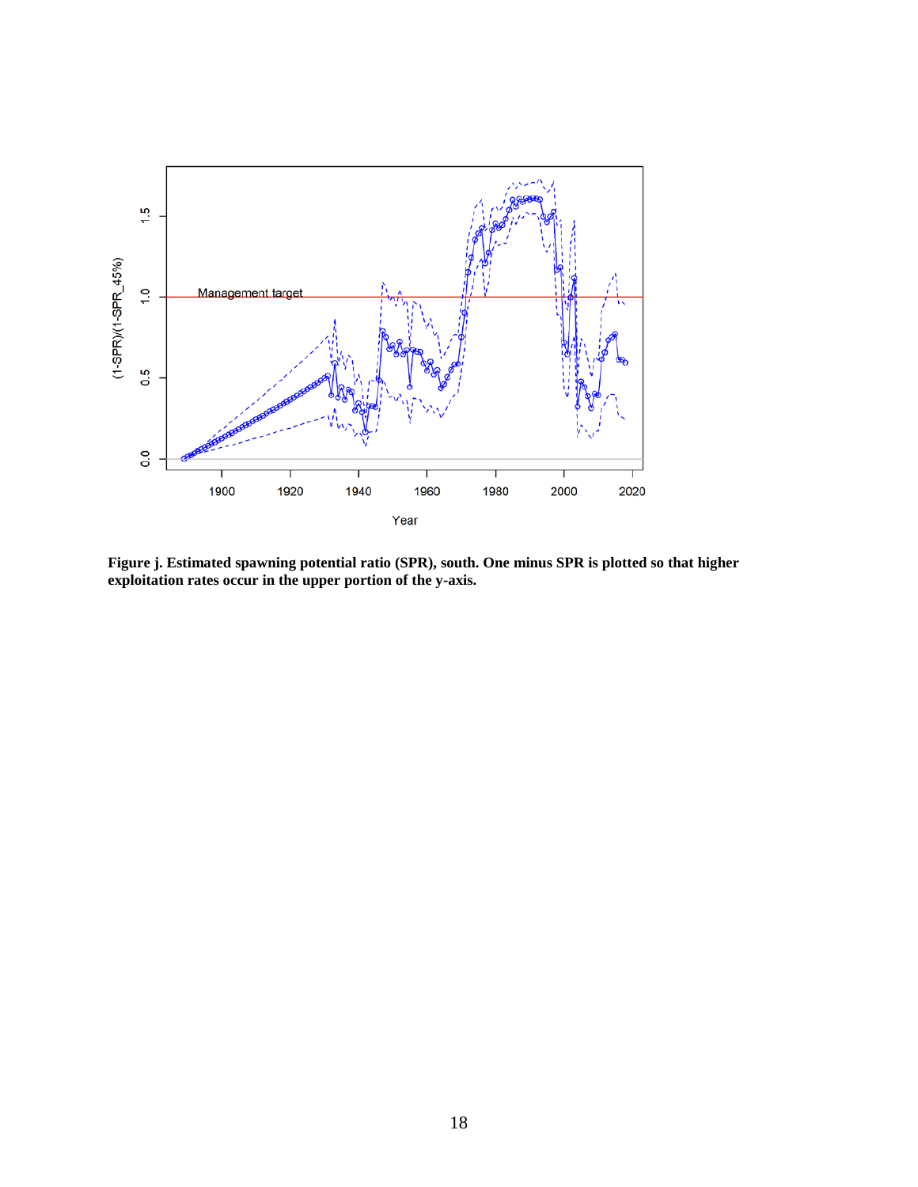**Figure j. Estimated spawning potential ratio (SPR), south. One minus SPR is plotted so that higher exploitation rates occur in the upper portion of the y-axis.**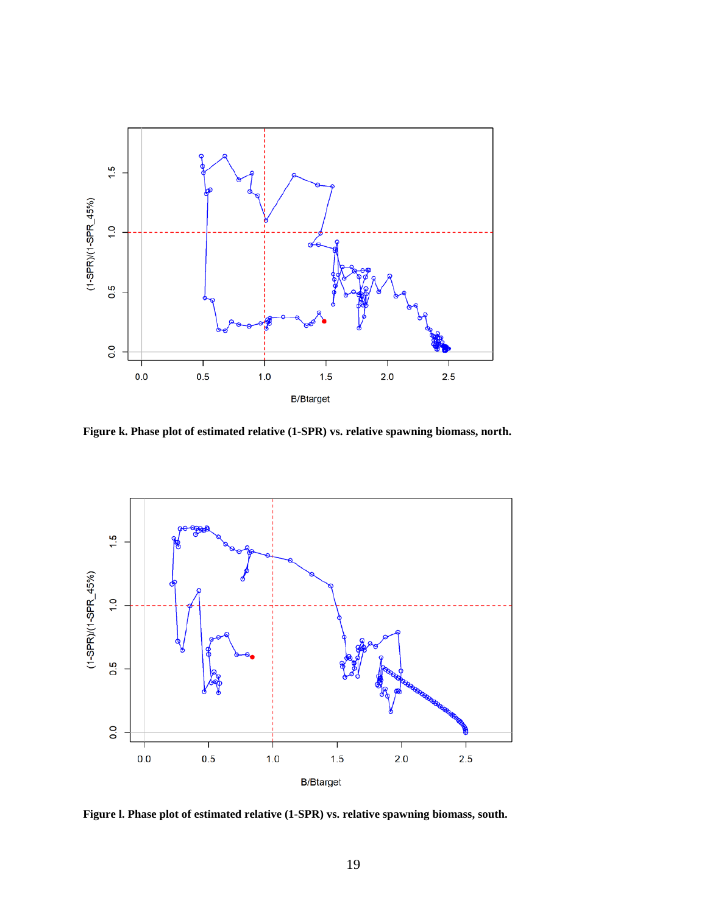**Figure k. Phase plot of estimated relative (1-SPR) vs. relative spawning biomass, north.**

**Figure l. Phase plot of estimated relative (1-SPR) vs. relative spawning biomass, south.**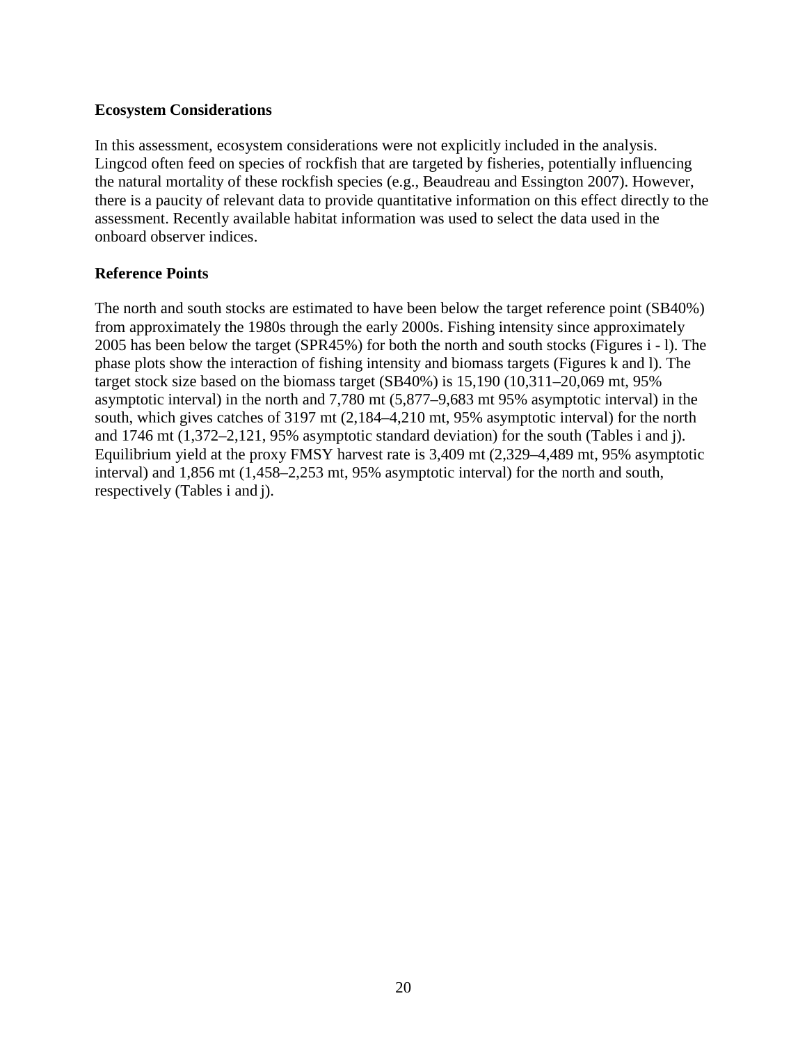### Ecosystem Considerations

In this assessment, ecosystem considerations were not explicitly included in the analysis. Lingcod often feed on species of rockfish that are targeted by fisheries, potentially influencing the natural mortality of these rockfish species (e.g., Beaudreau and Essington 2007). However, there is a paucity of relevant data to provide quantitative information on this effect directly to the assessment. Recently available habitat information was used to select the data used in the onboard observer indices.

### Reference Points

The north and south stocks are estimated to have been below the target reference point (SB40%) from approximately the 1980s through the early 2000s. Fishing intensity since approximately 2005 has been below the target (SPR45%) for both the north and south stocks (Figures i - l). The phase plots show the interaction of fishing intensity and biomass targets (Figures k and l). The target stock size based on the biomass target (SB40%) is 15,190 (10,311–20,069 mt, 95% asymptotic interval) in the north and 7,780 mt (5,877–9,683 mt 95% asymptotic interval) in the south, which gives catches of 3197 mt (2,184–4,210 mt, 95% asymptotic interval) for the north and 1746 mt (1,372–2,121, 95% asymptotic standard deviation) for the south (Tables i and j). Equilibrium yield at the proxy FMSY harvest rate is 3,409 mt (2,329–4,489 mt, 95% asymptotic interval) and 1,856 mt (1,458–2,253 mt, 95% asymptotic interval) for the north and south, respectively (Tables i and j).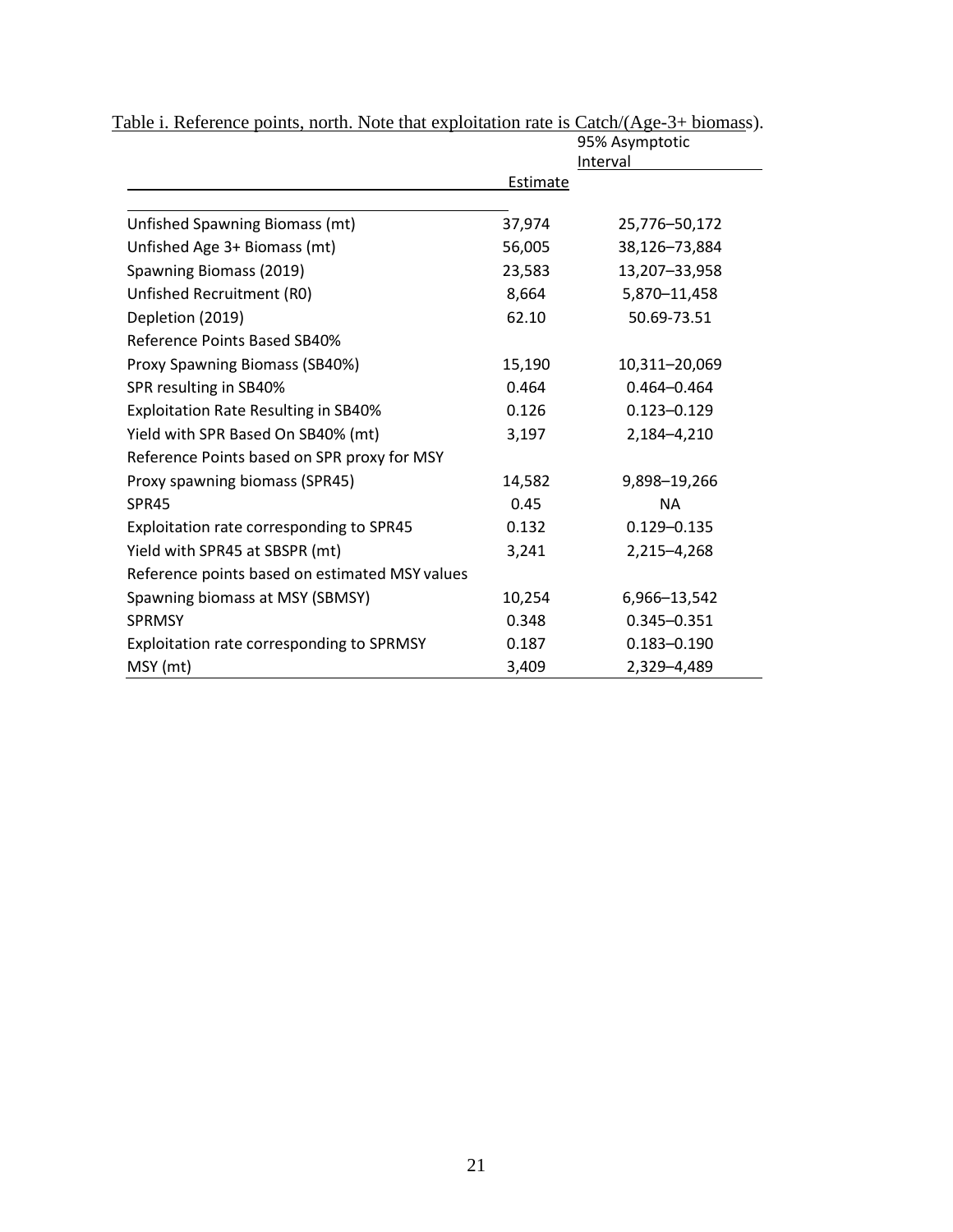Table i. Reference points, north. Note that exploitation rate is Catch/(Age-3+ biomass).

| | Estimate | 95% Asymptotic Interval |
|---|---|---|
| Unfished Spawning Biomass (mt) | 37,974 | 25,776–50,172 |
| Unfished Age 3+ Biomass (mt) | 56,005 | 38,126–73,884 |
| Spawning Biomass (2019) | 23,583 | 13,207–33,958 |
| Unfished Recruitment (R0) | 8,664 | 5,870–11,458 |
| Depletion (2019) | 62.10 | 50.69-73.51 |
| Reference Points Based SB40% | | |
| Proxy Spawning Biomass (SB40%) | 15,190 | 10,311–20,069 |
| SPR resulting in SB40% | 0.464 | 0.464–0.464 |
| Exploitation Rate Resulting in SB40% | 0.126 | 0.123–0.129 |
| Yield with SPR Based On SB40% (mt) | 3,197 | 2,184–4,210 |
| Reference Points based on SPR proxy for MSY | | |
| Proxy spawning biomass (SPR45) | 14,582 | 9,898–19,266 |
| SPR45 | 0.45 | NA |
| Exploitation rate corresponding to SPR45 | 0.132 | 0.129–0.135 |
| Yield with SPR45 at SBSPR (mt) | 3,241 | 2,215–4,268 |
| Reference points based on estimated MSY values | | |
| Spawning biomass at MSY (SBMSY) | 10,254 | 6,966–13,542 |
| SPRMSY | 0.348 | 0.345–0.351 |
| Exploitation rate corresponding to SPRMSY | 0.187 | 0.183–0.190 |
| MSY (mt) | 3,409 | 2,329–4,489 |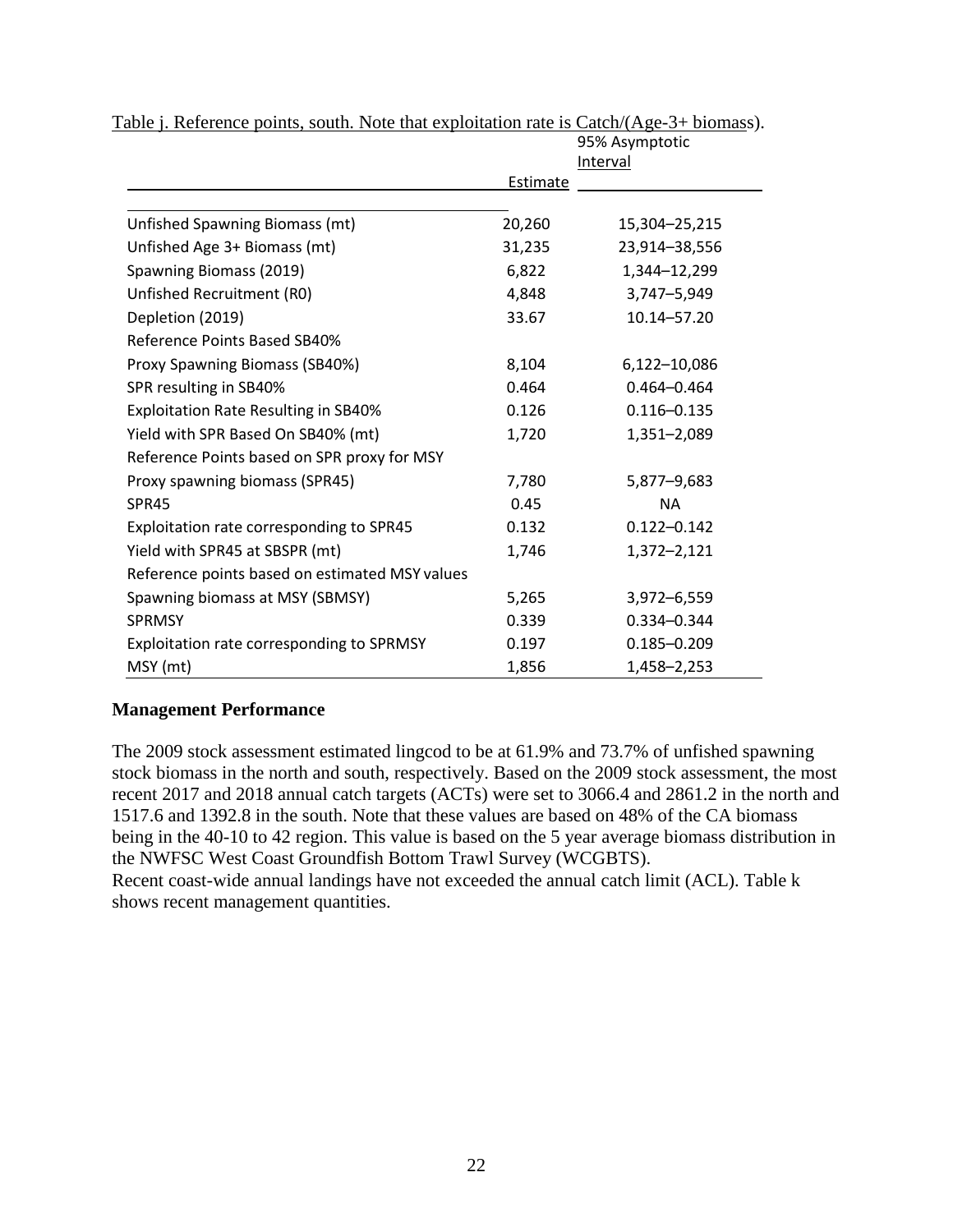Table j. Reference points, south. Note that exploitation rate is Catch/(Age-3+ biomass).

| | Estimate | 95% Asymptotic Interval |
|---|---|---|
| Unfished Spawning Biomass (mt) | 20,260 | 15,304–25,215 |
| Unfished Age 3+ Biomass (mt) | 31,235 | 23,914–38,556 |
| Spawning Biomass (2019) | 6,822 | 1,344–12,299 |
| Unfished Recruitment (R0) | 4,848 | 3,747–5,949 |
| Depletion (2019) | 33.67 | 10.14–57.20 |
| Reference Points Based SB40% | | |
| Proxy Spawning Biomass (SB40%) | 8,104 | 6,122–10,086 |
| SPR resulting in SB40% | 0.464 | 0.464–0.464 |
| Exploitation Rate Resulting in SB40% | 0.126 | 0.116–0.135 |
| Yield with SPR Based On SB40% (mt) | 1,720 | 1,351–2,089 |
| Reference Points based on SPR proxy for MSY | | |
| Proxy spawning biomass (SPR45) | 7,780 | 5,877–9,683 |
| SPR45 | 0.45 | NA |
| Exploitation rate corresponding to SPR45 | 0.132 | 0.122–0.142 |
| Yield with SPR45 at SBSPR (mt) | 1,746 | 1,372–2,121 |
| Reference points based on estimated MSY values | | |
| Spawning biomass at MSY (SBMSY) | 5,265 | 3,972–6,559 |
| SPRMSY | 0.339 | 0.334–0.344 |
| Exploitation rate corresponding to SPRMSY | 0.197 | 0.185–0.209 |
| MSY (mt) | 1,856 | 1,458–2,253 |

## Management Performance

The 2009 stock assessment estimated lingcod to be at 61.9% and 73.7% of unfished spawning stock biomass in the north and south, respectively. Based on the 2009 stock assessment, the most recent 2017 and 2018 annual catch targets (ACTs) were set to 3066.4 and 2861.2 in the north and 1517.6 and 1392.8 in the south. Note that these values are based on 48% of the CA biomass being in the 40-10 to 42 region. This value is based on the 5 year average biomass distribution in the NWFSC West Coast Groundfish Bottom Trawl Survey (WCGBTS).
Recent coast-wide annual landings have not exceeded the annual catch limit (ACL). Table k shows recent management quantities.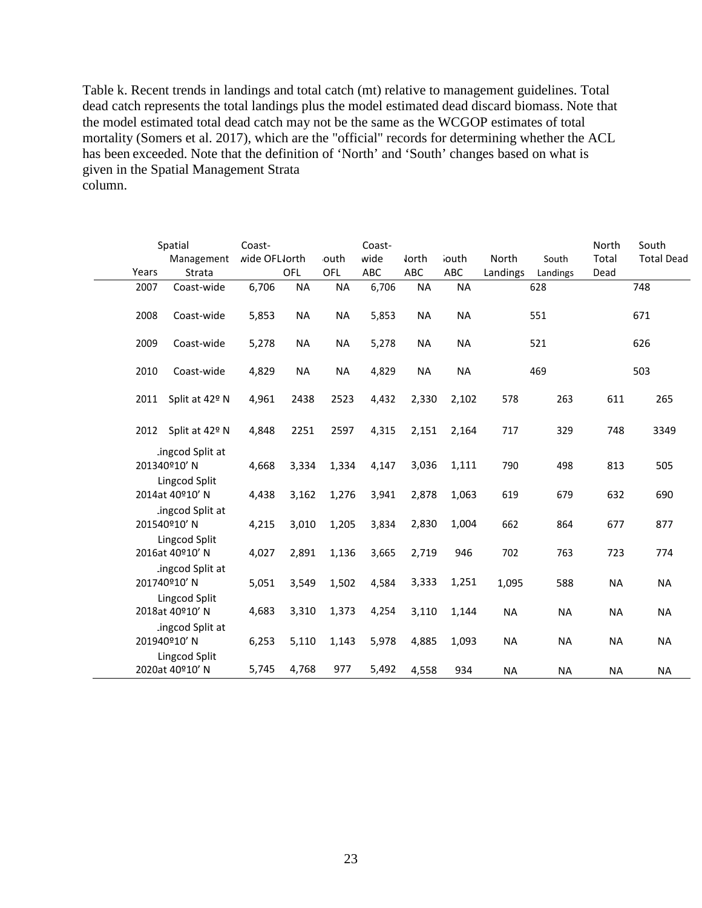Table k. Recent trends in landings and total catch (mt) relative to management guidelines. Total dead catch represents the total landings plus the model estimated dead discard biomass. Note that the model estimated total dead catch may not be the same as the WCGOP estimates of total mortality (Somers et al. 2017), which are the "official" records for determining whether the ACL has been exceeded. Note that the definition of 'North' and 'South' changes based on what is given in the Spatial Management Strata column.

| Years | Spatial Management Strata | Coast-wide OFL | North OFL | South OFL | Coast-wide ABC | North ABC | South ABC | North Landings | South Landings | North Total Dead | South Total Dead |
|---|---|---|---|---|---|---|---|---|---|---|---|
| 2007 | Coast-wide | 6,706 | NA | NA | 6,706 | NA | NA | 628 | | 748 | |
| 2008 | Coast-wide | 5,853 | NA | NA | 5,853 | NA | NA | 551 | | 671 | |
| 2009 | Coast-wide | 5,278 | NA | NA | 5,278 | NA | NA | 521 | | 626 | |
| 2010 | Coast-wide | 4,829 | NA | NA | 4,829 | NA | NA | 469 | | 503 | |
| 2011 | Split at 42º N | 4,961 | 2438 | 2523 | 4,432 | 2,330 | 2,102 | 578 | 263 | 611 | 265 |
| 2012 | Split at 42º N | 4,848 | 2251 | 2597 | 4,315 | 2,151 | 2,164 | 717 | 329 | 748 | 3349 |
| 2013 | Lingcod Split at 40º10' N | 4,668 | 3,334 | 1,334 | 4,147 | 3,036 | 1,111 | 790 | 498 | 813 | 505 |
| 2014 | Lingcod Split at 40º10' N | 4,438 | 3,162 | 1,276 | 3,941 | 2,878 | 1,063 | 619 | 679 | 632 | 690 |
| 2015 | Lingcod Split at 40º10' N | 4,215 | 3,010 | 1,205 | 3,834 | 2,830 | 1,004 | 662 | 864 | 677 | 877 |
| 2016 | Lingcod Split at 40º10' N | 4,027 | 2,891 | 1,136 | 3,665 | 2,719 | 946 | 702 | 763 | 723 | 774 |
| 2017 | Lingcod Split at 40º10' N | 5,051 | 3,549 | 1,502 | 4,584 | 3,333 | 1,251 | 1,095 | 588 | NA | NA |
| 2018 | Lingcod Split at 40º10' N | 4,683 | 3,310 | 1,373 | 4,254 | 3,110 | 1,144 | NA | NA | NA | NA |
| 2019 | Lingcod Split at 40º10' N | 6,253 | 5,110 | 1,143 | 5,978 | 4,885 | 1,093 | NA | NA | NA | NA |
| 2020 | Lingcod Split at 40º10' N | 5,745 | 4,768 | 977 | 5,492 | 4,558 | 934 | NA | NA | NA | NA |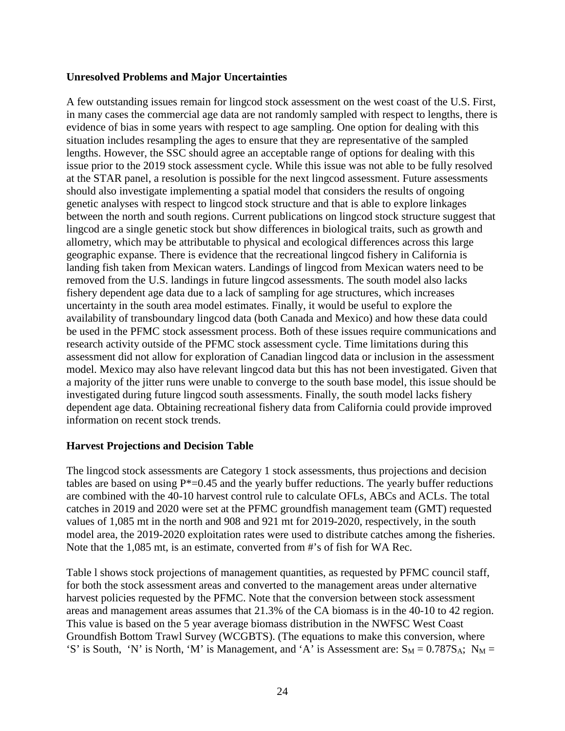**Unresolved Problems and Major Uncertainties**

A few outstanding issues remain for lingcod stock assessment on the west coast of the U.S. First, in many cases the commercial age data are not randomly sampled with respect to lengths, there is evidence of bias in some years with respect to age sampling. One option for dealing with this situation includes resampling the ages to ensure that they are representative of the sampled lengths. However, the SSC should agree an acceptable range of options for dealing with this issue prior to the 2019 stock assessment cycle. While this issue was not able to be fully resolved at the STAR panel, a resolution is possible for the next lingcod assessment. Future assessments should also investigate implementing a spatial model that considers the results of ongoing genetic analyses with respect to lingcod stock structure and that is able to explore linkages between the north and south regions. Current publications on lingcod stock structure suggest that lingcod are a single genetic stock but show differences in biological traits, such as growth and allometry, which may be attributable to physical and ecological differences across this large geographic expanse. There is evidence that the recreational lingcod fishery in California is landing fish taken from Mexican waters. Landings of lingcod from Mexican waters need to be removed from the U.S. landings in future lingcod assessments. The south model also lacks fishery dependent age data due to a lack of sampling for age structures, which increases uncertainty in the south area model estimates. Finally, it would be useful to explore the availability of transboundary lingcod data (both Canada and Mexico) and how these data could be used in the PFMC stock assessment process. Both of these issues require communications and research activity outside of the PFMC stock assessment cycle. Time limitations during this assessment did not allow for exploration of Canadian lingcod data or inclusion in the assessment model. Mexico may also have relevant lingcod data but this has not been investigated. Given that a majority of the jitter runs were unable to converge to the south base model, this issue should be investigated during future lingcod south assessments. Finally, the south model lacks fishery dependent age data. Obtaining recreational fishery data from California could provide improved information on recent stock trends.

**Harvest Projections and Decision Table**

The lingcod stock assessments are Category 1 stock assessments, thus projections and decision tables are based on using P*=0.45 and the yearly buffer reductions. The yearly buffer reductions are combined with the 40-10 harvest control rule to calculate OFLs, ABCs and ACLs. The total catches in 2019 and 2020 were set at the PFMC groundfish management team (GMT) requested values of 1,085 mt in the north and 908 and 921 mt for 2019-2020, respectively, in the south model area, the 2019-2020 exploitation rates were used to distribute catches among the fisheries. Note that the 1,085 mt, is an estimate, converted from #'s of fish for WA Rec.

Table l shows stock projections of management quantities, as requested by PFMC council staff, for both the stock assessment areas and converted to the management areas under alternative harvest policies requested by the PFMC. Note that the conversion between stock assessment areas and management areas assumes that 21.3% of the CA biomass is in the 40-10 to 42 region. This value is based on the 5 year average biomass distribution in the NWFSC West Coast Groundfish Bottom Trawl Survey (WCGBTS). (The equations to make this conversion, where 'S' is South, 'N' is North, 'M' is Management, and 'A' is Assessment are: $S_M = 0.787S_A$; $N_M =$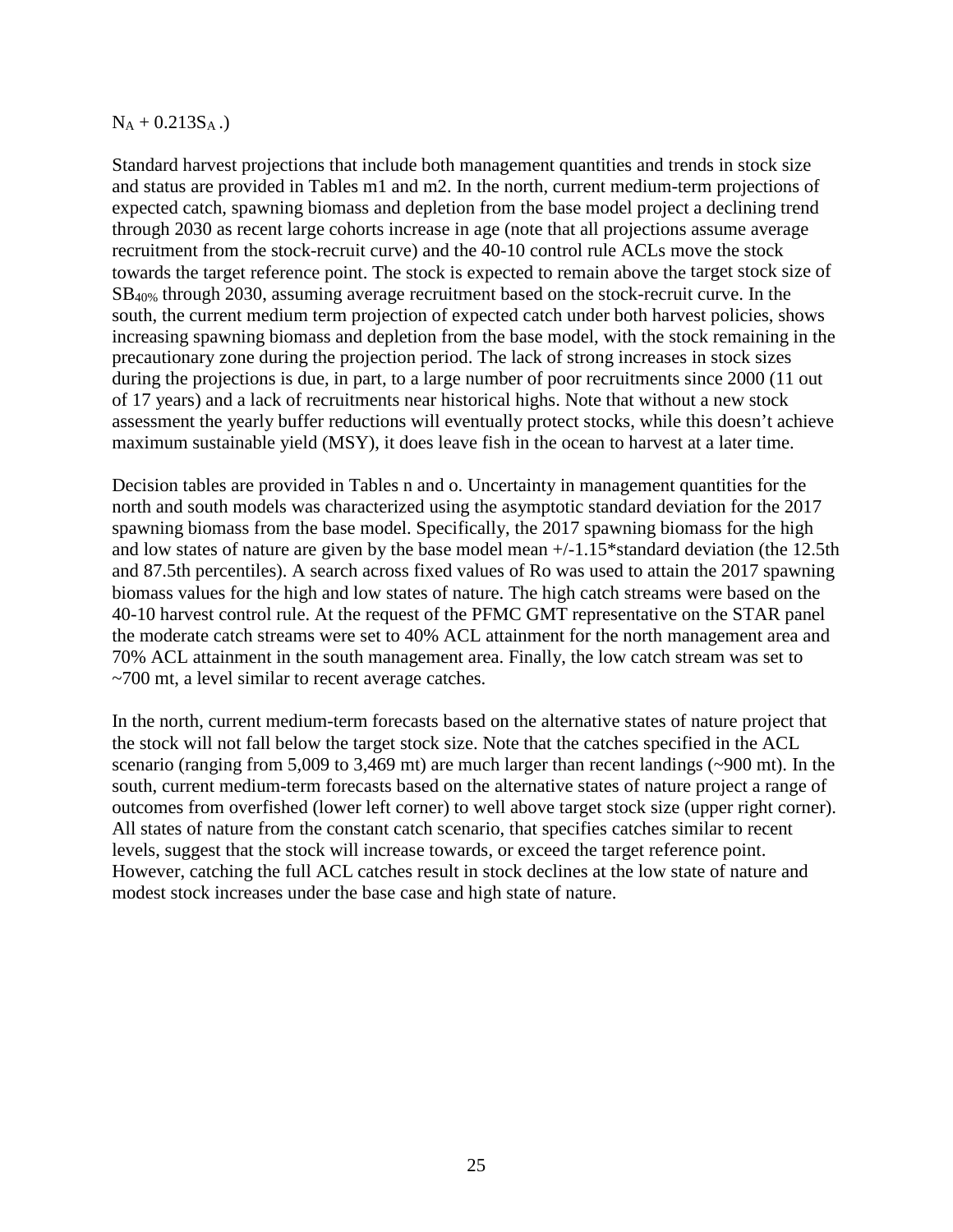$N_A + 0.213S_A$ .)

Standard harvest projections that include both management quantities and trends in stock size and status are provided in Tables m1 and m2. In the north, current medium-term projections of expected catch, spawning biomass and depletion from the base model project a declining trend through 2030 as recent large cohorts increase in age (note that all projections assume average recruitment from the stock-recruit curve) and the 40-10 control rule ACLs move the stock towards the target reference point. The stock is expected to remain above the target stock size of $SB_{40\%}$ through 2030, assuming average recruitment based on the stock-recruit curve. In the south, the current medium term projection of expected catch under both harvest policies, shows increasing spawning biomass and depletion from the base model, with the stock remaining in the precautionary zone during the projection period. The lack of strong increases in stock sizes during the projections is due, in part, to a large number of poor recruitments since 2000 (11 out of 17 years) and a lack of recruitments near historical highs. Note that without a new stock assessment the yearly buffer reductions will eventually protect stocks, while this doesn't achieve maximum sustainable yield (MSY), it does leave fish in the ocean to harvest at a later time.

Decision tables are provided in Tables n and o. Uncertainty in management quantities for the north and south models was characterized using the asymptotic standard deviation for the 2017 spawning biomass from the base model. Specifically, the 2017 spawning biomass for the high and low states of nature are given by the base model mean +/-1.15*standard deviation (the 12.5th and 87.5th percentiles). A search across fixed values of Ro was used to attain the 2017 spawning biomass values for the high and low states of nature. The high catch streams were based on the 40-10 harvest control rule. At the request of the PFMC GMT representative on the STAR panel the moderate catch streams were set to 40% ACL attainment for the north management area and 70% ACL attainment in the south management area. Finally, the low catch stream was set to ~700 mt, a level similar to recent average catches.

In the north, current medium-term forecasts based on the alternative states of nature project that the stock will not fall below the target stock size. Note that the catches specified in the ACL scenario (ranging from 5,009 to 3,469 mt) are much larger than recent landings (~900 mt). In the south, current medium-term forecasts based on the alternative states of nature project a range of outcomes from overfished (lower left corner) to well above target stock size (upper right corner). All states of nature from the constant catch scenario, that specifies catches similar to recent levels, suggest that the stock will increase towards, or exceed the target reference point. However, catching the full ACL catches result in stock declines at the low state of nature and modest stock increases under the base case and high state of nature.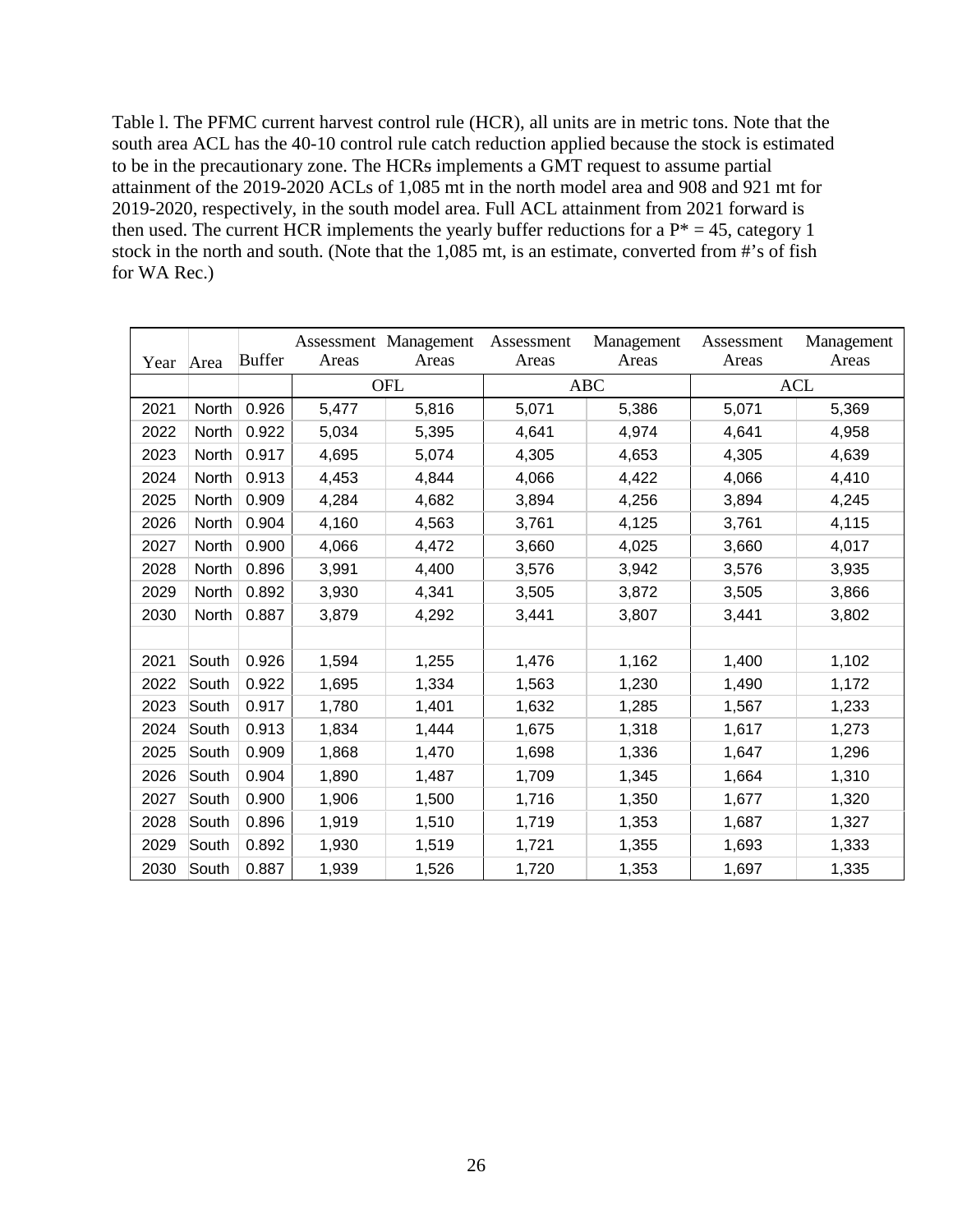Table l. The PFMC current harvest control rule (HCR), all units are in metric tons. Note that the south area ACL has the 40-10 control rule catch reduction applied because the stock is estimated to be in the precautionary zone. The HCRs implements a GMT request to assume partial attainment of the 2019-2020 ACLs of 1,085 mt in the north model area and 908 and 921 mt for 2019-2020, respectively, in the south model area. Full ACL attainment from 2021 forward is then used. The current HCR implements the yearly buffer reductions for a P* = 45, category 1 stock in the north and south. (Note that the 1,085 mt, is an estimate, converted from #'s of fish for WA Rec.)

| Year | Area | Buffer | Assessment Areas | Management Areas | Assessment Areas | Management Areas | Assessment Areas | Management Areas |
|---|---|---|---|---|---|---|---|---|
| | | | OFL | | ABC | | ACL | |
| 2021 | North | 0.926 | 5,477 | 5,816 | 5,071 | 5,386 | 5,071 | 5,369 |
| 2022 | North | 0.922 | 5,034 | 5,395 | 4,641 | 4,974 | 4,641 | 4,958 |
| 2023 | North | 0.917 | 4,695 | 5,074 | 4,305 | 4,653 | 4,305 | 4,639 |
| 2024 | North | 0.913 | 4,453 | 4,844 | 4,066 | 4,422 | 4,066 | 4,410 |
| 2025 | North | 0.909 | 4,284 | 4,682 | 3,894 | 4,256 | 3,894 | 4,245 |
| 2026 | North | 0.904 | 4,160 | 4,563 | 3,761 | 4,125 | 3,761 | 4,115 |
| 2027 | North | 0.900 | 4,066 | 4,472 | 3,660 | 4,025 | 3,660 | 4,017 |
| 2028 | North | 0.896 | 3,991 | 4,400 | 3,576 | 3,942 | 3,576 | 3,935 |
| 2029 | North | 0.892 | 3,930 | 4,341 | 3,505 | 3,872 | 3,505 | 3,866 |
| 2030 | North | 0.887 | 3,879 | 4,292 | 3,441 | 3,807 | 3,441 | 3,802 |
| | | | | | | | | |
| 2021 | South | 0.926 | 1,594 | 1,255 | 1,476 | 1,162 | 1,400 | 1,102 |
| 2022 | South | 0.922 | 1,695 | 1,334 | 1,563 | 1,230 | 1,490 | 1,172 |
| 2023 | South | 0.917 | 1,780 | 1,401 | 1,632 | 1,285 | 1,567 | 1,233 |
| 2024 | South | 0.913 | 1,834 | 1,444 | 1,675 | 1,318 | 1,617 | 1,273 |
| 2025 | South | 0.909 | 1,868 | 1,470 | 1,698 | 1,336 | 1,647 | 1,296 |
| 2026 | South | 0.904 | 1,890 | 1,487 | 1,709 | 1,345 | 1,664 | 1,310 |
| 2027 | South | 0.900 | 1,906 | 1,500 | 1,716 | 1,350 | 1,677 | 1,320 |
| 2028 | South | 0.896 | 1,919 | 1,510 | 1,719 | 1,353 | 1,687 | 1,327 |
| 2029 | South | 0.892 | 1,930 | 1,519 | 1,721 | 1,355 | 1,693 | 1,333 |
| 2030 | South | 0.887 | 1,939 | 1,526 | 1,720 | 1,353 | 1,697 | 1,335 |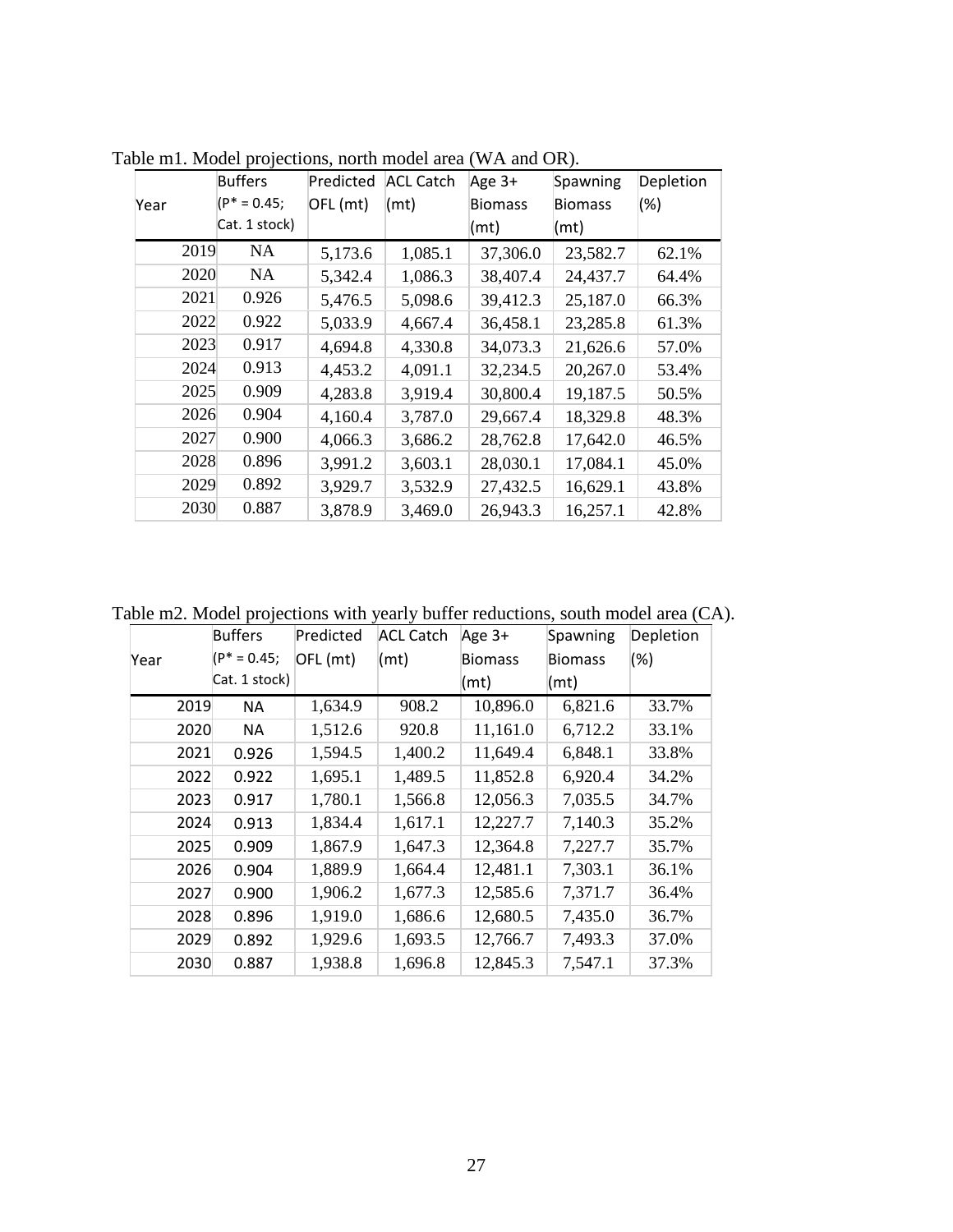Table m1. Model projections, north model area (WA and OR).

| Year | Buffers (P* = 0.45; Cat. 1 stock) | Predicted OFL (mt) | ACL Catch (mt) | Age 3+ Biomass (mt) | Spawning Biomass (mt) | Depletion (%) |
|---|---|---|---|---|---|---|
| 2019 | NA | 5,173.6 | 1,085.1 | 37,306.0 | 23,582.7 | 62.1% |
| 2020 | NA | 5,342.4 | 1,086.3 | 38,407.4 | 24,437.7 | 64.4% |
| 2021 | 0.926 | 5,476.5 | 5,098.6 | 39,412.3 | 25,187.0 | 66.3% |
| 2022 | 0.922 | 5,033.9 | 4,667.4 | 36,458.1 | 23,285.8 | 61.3% |
| 2023 | 0.917 | 4,694.8 | 4,330.8 | 34,073.3 | 21,626.6 | 57.0% |
| 2024 | 0.913 | 4,453.2 | 4,091.1 | 32,234.5 | 20,267.0 | 53.4% |
| 2025 | 0.909 | 4,283.8 | 3,919.4 | 30,800.4 | 19,187.5 | 50.5% |
| 2026 | 0.904 | 4,160.4 | 3,787.0 | 29,667.4 | 18,329.8 | 48.3% |
| 2027 | 0.900 | 4,066.3 | 3,686.2 | 28,762.8 | 17,642.0 | 46.5% |
| 2028 | 0.896 | 3,991.2 | 3,603.1 | 28,030.1 | 17,084.1 | 45.0% |
| 2029 | 0.892 | 3,929.7 | 3,532.9 | 27,432.5 | 16,629.1 | 43.8% |
| 2030 | 0.887 | 3,878.9 | 3,469.0 | 26,943.3 | 16,257.1 | 42.8% |

Table m2. Model projections with yearly buffer reductions, south model area (CA).

| Year | Buffers (P* = 0.45; Cat. 1 stock) | Predicted OFL (mt) | ACL Catch (mt) | Age 3+ Biomass (mt) | Spawning Biomass (mt) | Depletion (%) |
|---|---|---|---|---|---|---|
| 2019 | NA | 1,634.9 | 908.2 | 10,896.0 | 6,821.6 | 33.7% |
| 2020 | NA | 1,512.6 | 920.8 | 11,161.0 | 6,712.2 | 33.1% |
| 2021 | 0.926 | 1,594.5 | 1,400.2 | 11,649.4 | 6,848.1 | 33.8% |
| 2022 | 0.922 | 1,695.1 | 1,489.5 | 11,852.8 | 6,920.4 | 34.2% |
| 2023 | 0.917 | 1,780.1 | 1,566.8 | 12,056.3 | 7,035.5 | 34.7% |
| 2024 | 0.913 | 1,834.4 | 1,617.1 | 12,227.7 | 7,140.3 | 35.2% |
| 2025 | 0.909 | 1,867.9 | 1,647.3 | 12,364.8 | 7,227.7 | 35.7% |
| 2026 | 0.904 | 1,889.9 | 1,664.4 | 12,481.1 | 7,303.1 | 36.1% |
| 2027 | 0.900 | 1,906.2 | 1,677.3 | 12,585.6 | 7,371.7 | 36.4% |
| 2028 | 0.896 | 1,919.0 | 1,686.6 | 12,680.5 | 7,435.0 | 36.7% |
| 2029 | 0.892 | 1,929.6 | 1,693.5 | 12,766.7 | 7,493.3 | 37.0% |
| 2030 | 0.887 | 1,938.8 | 1,696.8 | 12,845.3 | 7,547.1 | 37.3% |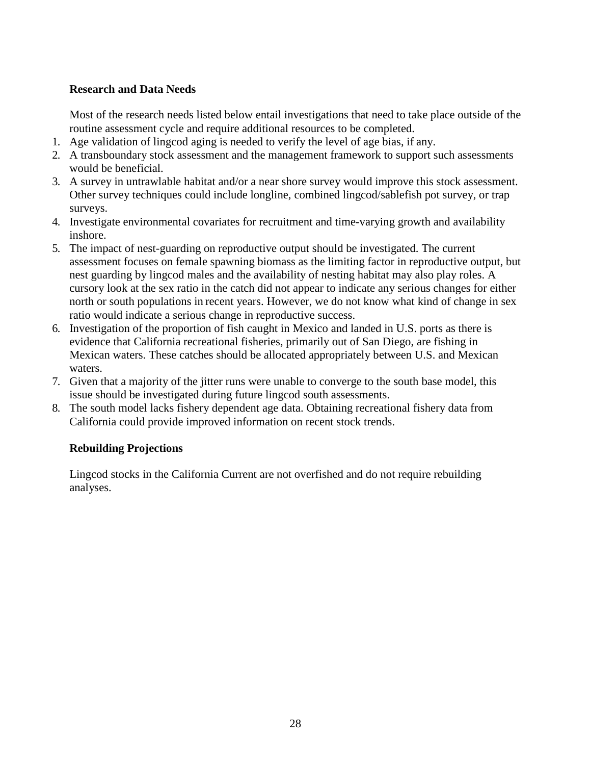### Research and Data Needs

Most of the research needs listed below entail investigations that need to take place outside of the routine assessment cycle and require additional resources to be completed.

1. Age validation of lingcod aging is needed to verify the level of age bias, if any.
2. A transboundary stock assessment and the management framework to support such assessments would be beneficial.
3. A survey in untrawlable habitat and/or a near shore survey would improve this stock assessment. Other survey techniques could include longline, combined lingcod/sablefish pot survey, or trap surveys.
4. Investigate environmental covariates for recruitment and time-varying growth and availability inshore.
5. The impact of nest-guarding on reproductive output should be investigated. The current assessment focuses on female spawning biomass as the limiting factor in reproductive output, but nest guarding by lingcod males and the availability of nesting habitat may also play roles. A cursory look at the sex ratio in the catch did not appear to indicate any serious changes for either north or south populations in recent years. However, we do not know what kind of change in sex ratio would indicate a serious change in reproductive success.
6. Investigation of the proportion of fish caught in Mexico and landed in U.S. ports as there is evidence that California recreational fisheries, primarily out of San Diego, are fishing in Mexican waters. These catches should be allocated appropriately between U.S. and Mexican waters.
7. Given that a majority of the jitter runs were unable to converge to the south base model, this issue should be investigated during future lingcod south assessments.
8. The south model lacks fishery dependent age data. Obtaining recreational fishery data from California could provide improved information on recent stock trends.

### Rebuilding Projections

Lingcod stocks in the California Current are not overfished and do not require rebuilding analyses.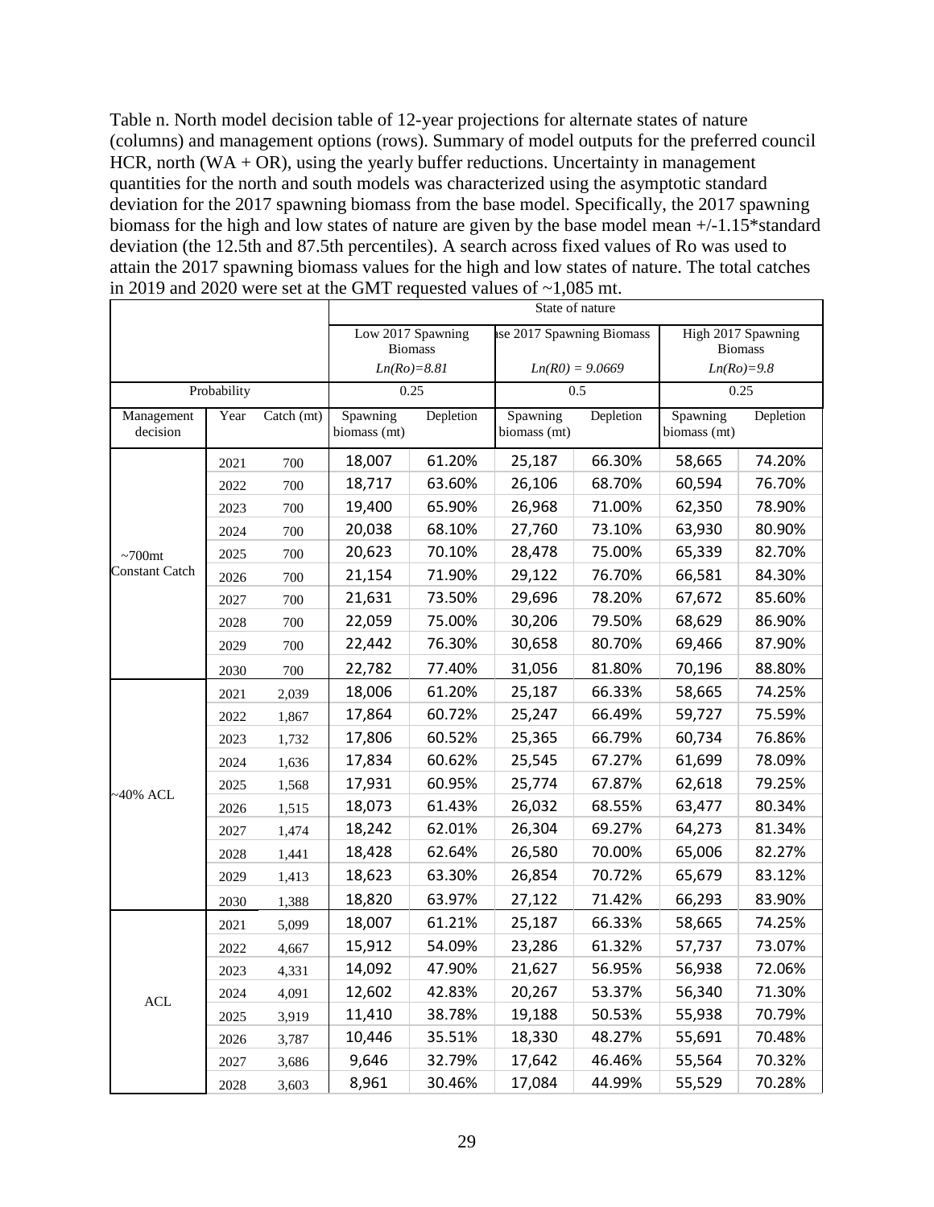Table n. North model decision table of 12-year projections for alternate states of nature (columns) and management options (rows). Summary of model outputs for the preferred council HCR, north (WA + OR), using the yearly buffer reductions. Uncertainty in management quantities for the north and south models was characterized using the asymptotic standard deviation for the 2017 spawning biomass from the base model. Specifically, the 2017 spawning biomass for the high and low states of nature are given by the base model mean +/-1.15*standard deviation (the 12.5th and 87.5th percentiles). A search across fixed values of Ro was used to attain the 2017 spawning biomass values for the high and low states of nature. The total catches in 2019 and 2020 were set at the GMT requested values of ~1,085 mt.

| | | | State of nature | | | | | |
|---|---|---|---|---|---|---|---|---|
| | | | Low 2017 Spawning Biomass *Ln(Ro)=8.81* | | Base 2017 Spawning Biomass *Ln(R0) = 9.0669* | | High 2017 Spawning Biomass *Ln(Ro)=9.8* | |
| Probability | | | 0.25 | | 0.5 | | 0.25 | |
| Management decision | Year | Catch (mt) | Spawning biomass (mt) | Depletion | Spawning biomass (mt) | Depletion | Spawning biomass (mt) | Depletion |
| ~700mt Constant Catch | 2021 | 700 | 18,007 | 61.20% | 25,187 | 66.30% | 58,665 | 74.20% |
| | 2022 | 700 | 18,717 | 63.60% | 26,106 | 68.70% | 60,594 | 76.70% |
| | 2023 | 700 | 19,400 | 65.90% | 26,968 | 71.00% | 62,350 | 78.90% |
| | 2024 | 700 | 20,038 | 68.10% | 27,760 | 73.10% | 63,930 | 80.90% |
| | 2025 | 700 | 20,623 | 70.10% | 28,478 | 75.00% | 65,339 | 82.70% |
| | 2026 | 700 | 21,154 | 71.90% | 29,122 | 76.70% | 66,581 | 84.30% |
| | 2027 | 700 | 21,631 | 73.50% | 29,696 | 78.20% | 67,672 | 85.60% |
| | 2028 | 700 | 22,059 | 75.00% | 30,206 | 79.50% | 68,629 | 86.90% |
| | 2029 | 700 | 22,442 | 76.30% | 30,658 | 80.70% | 69,466 | 87.90% |
| | 2030 | 700 | 22,782 | 77.40% | 31,056 | 81.80% | 70,196 | 88.80% |
| ~40% ACL | 2021 | 2,039 | 18,006 | 61.20% | 25,187 | 66.33% | 58,665 | 74.25% |
| | 2022 | 1,867 | 17,864 | 60.72% | 25,247 | 66.49% | 59,727 | 75.59% |
| | 2023 | 1,732 | 17,806 | 60.52% | 25,365 | 66.79% | 60,734 | 76.86% |
| | 2024 | 1,636 | 17,834 | 60.62% | 25,545 | 67.27% | 61,699 | 78.09% |
| | 2025 | 1,568 | 17,931 | 60.95% | 25,774 | 67.87% | 62,618 | 79.25% |
| | 2026 | 1,515 | 18,073 | 61.43% | 26,032 | 68.55% | 63,477 | 80.34% |
| | 2027 | 1,474 | 18,242 | 62.01% | 26,304 | 69.27% | 64,273 | 81.34% |
| | 2028 | 1,441 | 18,428 | 62.64% | 26,580 | 70.00% | 65,006 | 82.27% |
| | 2029 | 1,413 | 18,623 | 63.30% | 26,854 | 70.72% | 65,679 | 83.12% |
| | 2030 | 1,388 | 18,820 | 63.97% | 27,122 | 71.42% | 66,293 | 83.90% |
| ACL | 2021 | 5,099 | 18,007 | 61.21% | 25,187 | 66.33% | 58,665 | 74.25% |
| | 2022 | 4,667 | 15,912 | 54.09% | 23,286 | 61.32% | 57,737 | 73.07% |
| | 2023 | 4,331 | 14,092 | 47.90% | 21,627 | 56.95% | 56,938 | 72.06% |
| | 2024 | 4,091 | 12,602 | 42.83% | 20,267 | 53.37% | 56,340 | 71.30% |
| | 2025 | 3,919 | 11,410 | 38.78% | 19,188 | 50.53% | 55,938 | 70.79% |
| | 2026 | 3,787 | 10,446 | 35.51% | 18,330 | 48.27% | 55,691 | 70.48% |
| | 2027 | 3,686 | 9,646 | 32.79% | 17,642 | 46.46% | 55,564 | 70.32% |
| | 2028 | 3,603 | 8,961 | 30.46% | 17,084 | 44.99% | 55,529 | 70.28% |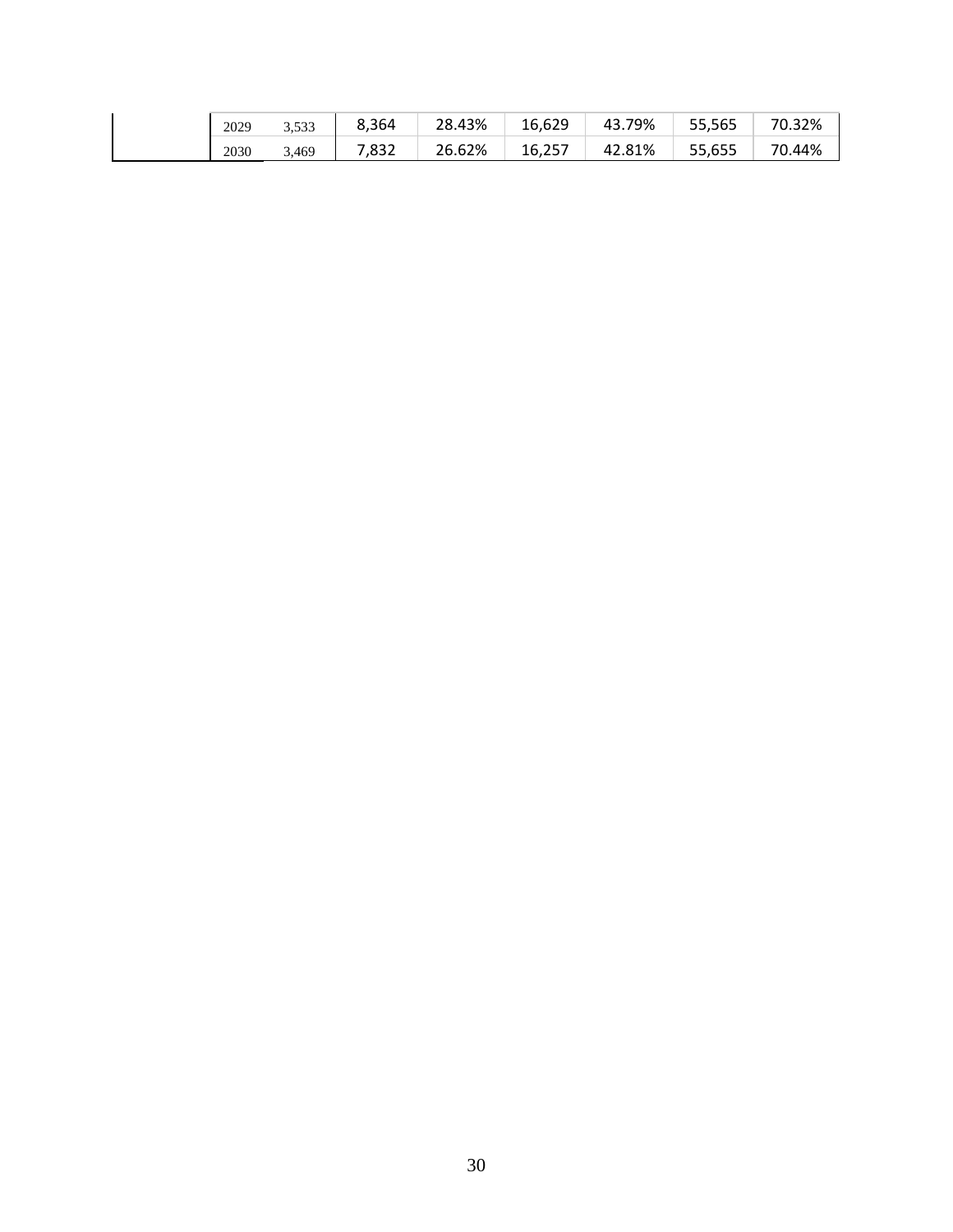| | | | | | | | | |
|---|---|---|---|---|---|---|---|---|
| | 2029 | 3,533 | 8,364 | 28.43% | 16,629 | 43.79% | 55,565 | 70.32% |
| | 2030 | 3,469 | 7,832 | 26.62% | 16,257 | 42.81% | 55,655 | 70.44% |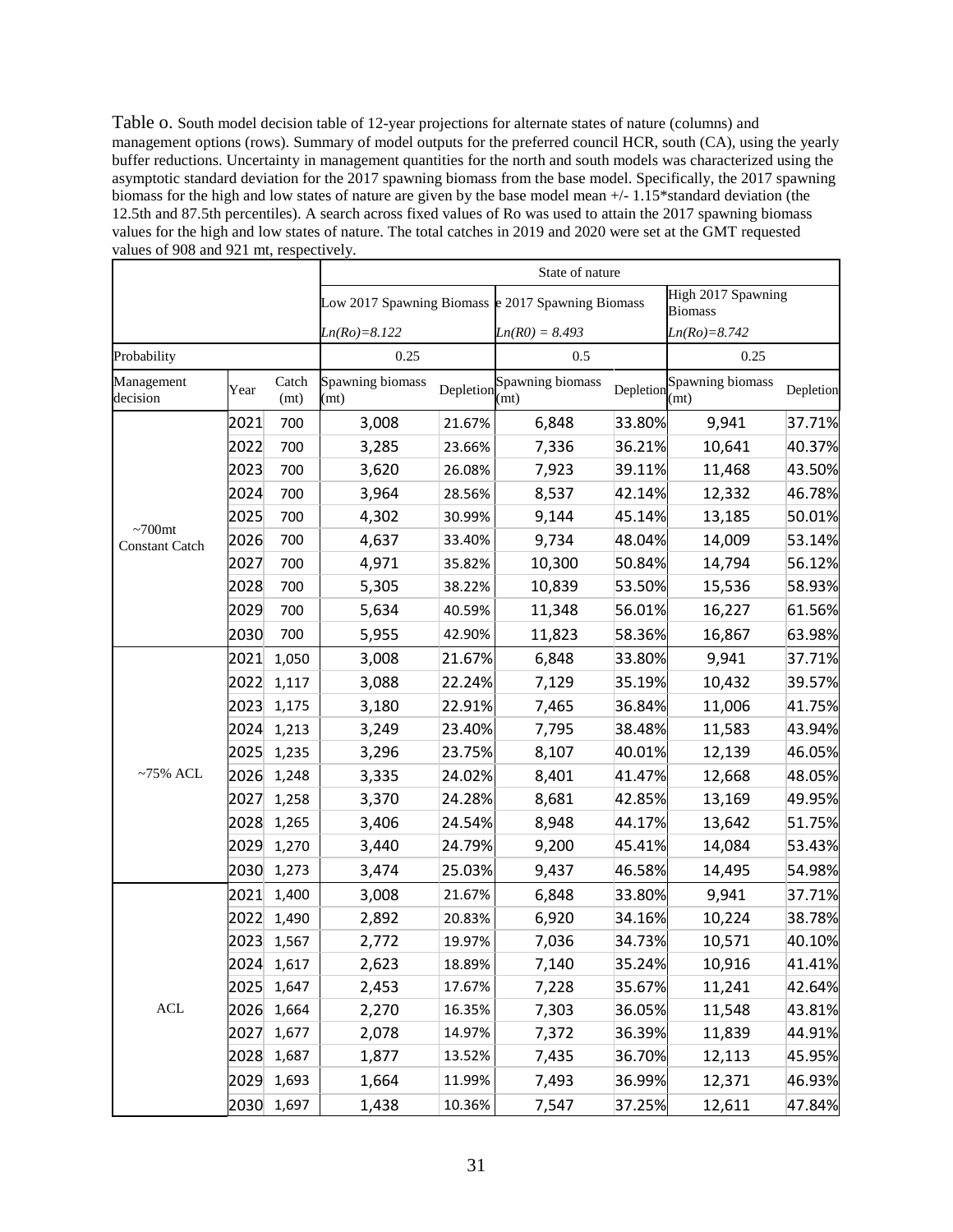Table o. South model decision table of 12-year projections for alternate states of nature (columns) and management options (rows). Summary of model outputs for the preferred council HCR, south (CA), using the yearly buffer reductions. Uncertainty in management quantities for the north and south models was characterized using the asymptotic standard deviation for the 2017 spawning biomass from the base model. Specifically, the 2017 spawning biomass for the high and low states of nature are given by the base model mean +/- 1.15*standard deviation (the 12.5th and 87.5th percentiles). A search across fixed values of Ro was used to attain the 2017 spawning biomass values for the high and low states of nature. The total catches in 2019 and 2020 were set at the GMT requested values of 908 and 921 mt, respectively.

| | | | State of nature | | | | | |
|---|---|---|---|---|---|---|---|---|
| | | | Low 2017 Spawning Biomass | | e 2017 Spawning Biomass | | High 2017 Spawning Biomass | |
| | | | *Ln(Ro)=8.122* | | *Ln(R0) = 8.493* | | *Ln(Ro)=8.742* | |
| Probability | | | 0.25 | | 0.5 | | 0.25 | |
| Management decision | Year | Catch (mt) | Spawning biomass (mt) | Depletion | Spawning biomass (mt) | Depletion | Spawning biomass (mt) | Depletion |
| ~700mt Constant Catch | 2021 | 700 | 3,008 | 21.67% | 6,848 | 33.80% | 9,941 | 37.71% |
| | 2022 | 700 | 3,285 | 23.66% | 7,336 | 36.21% | 10,641 | 40.37% |
| | 2023 | 700 | 3,620 | 26.08% | 7,923 | 39.11% | 11,468 | 43.50% |
| | 2024 | 700 | 3,964 | 28.56% | 8,537 | 42.14% | 12,332 | 46.78% |
| | 2025 | 700 | 4,302 | 30.99% | 9,144 | 45.14% | 13,185 | 50.01% |
| | 2026 | 700 | 4,637 | 33.40% | 9,734 | 48.04% | 14,009 | 53.14% |
| | 2027 | 700 | 4,971 | 35.82% | 10,300 | 50.84% | 14,794 | 56.12% |
| | 2028 | 700 | 5,305 | 38.22% | 10,839 | 53.50% | 15,536 | 58.93% |
| | 2029 | 700 | 5,634 | 40.59% | 11,348 | 56.01% | 16,227 | 61.56% |
| | 2030 | 700 | 5,955 | 42.90% | 11,823 | 58.36% | 16,867 | 63.98% |
| ~75% ACL | 2021 | 1,050 | 3,008 | 21.67% | 6,848 | 33.80% | 9,941 | 37.71% |
| | 2022 | 1,117 | 3,088 | 22.24% | 7,129 | 35.19% | 10,432 | 39.57% |
| | 2023 | 1,175 | 3,180 | 22.91% | 7,465 | 36.84% | 11,006 | 41.75% |
| | 2024 | 1,213 | 3,249 | 23.40% | 7,795 | 38.48% | 11,583 | 43.94% |
| | 2025 | 1,235 | 3,296 | 23.75% | 8,107 | 40.01% | 12,139 | 46.05% |
| | 2026 | 1,248 | 3,335 | 24.02% | 8,401 | 41.47% | 12,668 | 48.05% |
| | 2027 | 1,258 | 3,370 | 24.28% | 8,681 | 42.85% | 13,169 | 49.95% |
| | 2028 | 1,265 | 3,406 | 24.54% | 8,948 | 44.17% | 13,642 | 51.75% |
| | 2029 | 1,270 | 3,440 | 24.79% | 9,200 | 45.41% | 14,084 | 53.43% |
| | 2030 | 1,273 | 3,474 | 25.03% | 9,437 | 46.58% | 14,495 | 54.98% |
| ACL | 2021 | 1,400 | 3,008 | 21.67% | 6,848 | 33.80% | 9,941 | 37.71% |
| | 2022 | 1,490 | 2,892 | 20.83% | 6,920 | 34.16% | 10,224 | 38.78% |
| | 2023 | 1,567 | 2,772 | 19.97% | 7,036 | 34.73% | 10,571 | 40.10% |
| | 2024 | 1,617 | 2,623 | 18.89% | 7,140 | 35.24% | 10,916 | 41.41% |
| | 2025 | 1,647 | 2,453 | 17.67% | 7,228 | 35.67% | 11,241 | 42.64% |
| | 2026 | 1,664 | 2,270 | 16.35% | 7,303 | 36.05% | 11,548 | 43.81% |
| | 2027 | 1,677 | 2,078 | 14.97% | 7,372 | 36.39% | 11,839 | 44.91% |
| | 2028 | 1,687 | 1,877 | 13.52% | 7,435 | 36.70% | 12,113 | 45.95% |
| | 2029 | 1,693 | 1,664 | 11.99% | 7,493 | 36.99% | 12,371 | 46.93% |
| | 2030 | 1,697 | 1,438 | 10.36% | 7,547 | 37.25% | 12,611 | 47.84% |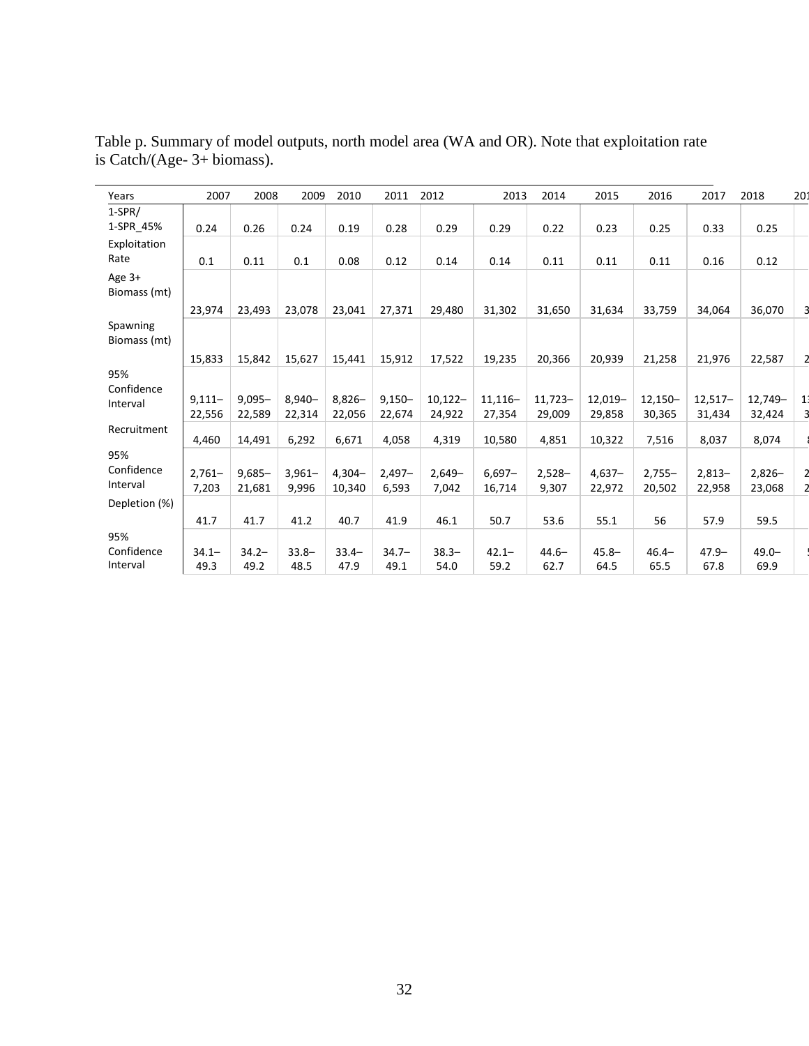Table p. Summary of model outputs, north model area (WA and OR). Note that exploitation rate is Catch/(Age- 3+ biomass).

| Years | 2007 | 2008 | 2009 | 2010 | 2011 | 2012 | 2013 | 2014 | 2015 | 2016 | 2017 | 2018 | 201 |
|---|---|---|---|---|---|---|---|---|---|---|---|---|---|
| 1-SPR/ 1-SPR_45% | 0.24 | 0.26 | 0.24 | 0.19 | 0.28 | 0.29 | 0.29 | 0.22 | 0.23 | 0.25 | 0.33 | 0.25 | |
| Exploitation Rate | 0.1 | 0.11 | 0.1 | 0.08 | 0.12 | 0.14 | 0.14 | 0.11 | 0.11 | 0.11 | 0.16 | 0.12 | |
| Age 3+ Biomass (mt) | 23,974 | 23,493 | 23,078 | 23,041 | 27,371 | 29,480 | 31,302 | 31,650 | 31,634 | 33,759 | 34,064 | 36,070 | 3 |
| Spawning Biomass (mt) | 15,833 | 15,842 | 15,627 | 15,441 | 15,912 | 17,522 | 19,235 | 20,366 | 20,939 | 21,258 | 21,976 | 22,587 | 2 |
| 95% Confidence Interval | 9,111–22,556 | 9,095–22,589 | 8,940–22,314 | 8,826–22,056 | 9,150–22,674 | 10,122–24,922 | 11,116–27,354 | 11,723–29,009 | 12,019–29,858 | 12,150–30,365 | 12,517–31,434 | 12,749–32,424 | 13 3 |
| Recruitment | 4,460 | 14,491 | 6,292 | 6,671 | 4,058 | 4,319 | 10,580 | 4,851 | 10,322 | 7,516 | 8,037 | 8,074 | 8 |
| 95% Confidence Interval | 2,761–7,203 | 9,685–21,681 | 3,961–9,996 | 4,304–10,340 | 2,497–6,593 | 2,649–7,042 | 6,697–16,714 | 2,528–9,307 | 4,637–22,972 | 2,755–20,502 | 2,813–22,958 | 2,826–23,068 | 2 2 |
| Depletion (%) | 41.7 | 41.7 | 41.2 | 40.7 | 41.9 | 46.1 | 50.7 | 53.6 | 55.1 | 56 | 57.9 | 59.5 | |
| 95% Confidence Interval | 34.1–49.3 | 34.2–49.2 | 33.8–48.5 | 33.4–47.9 | 34.7–49.1 | 38.3–54.0 | 42.1–59.2 | 44.6–62.7 | 45.8–64.5 | 46.4–65.5 | 47.9–67.8 | 49.0–69.9 | 5 |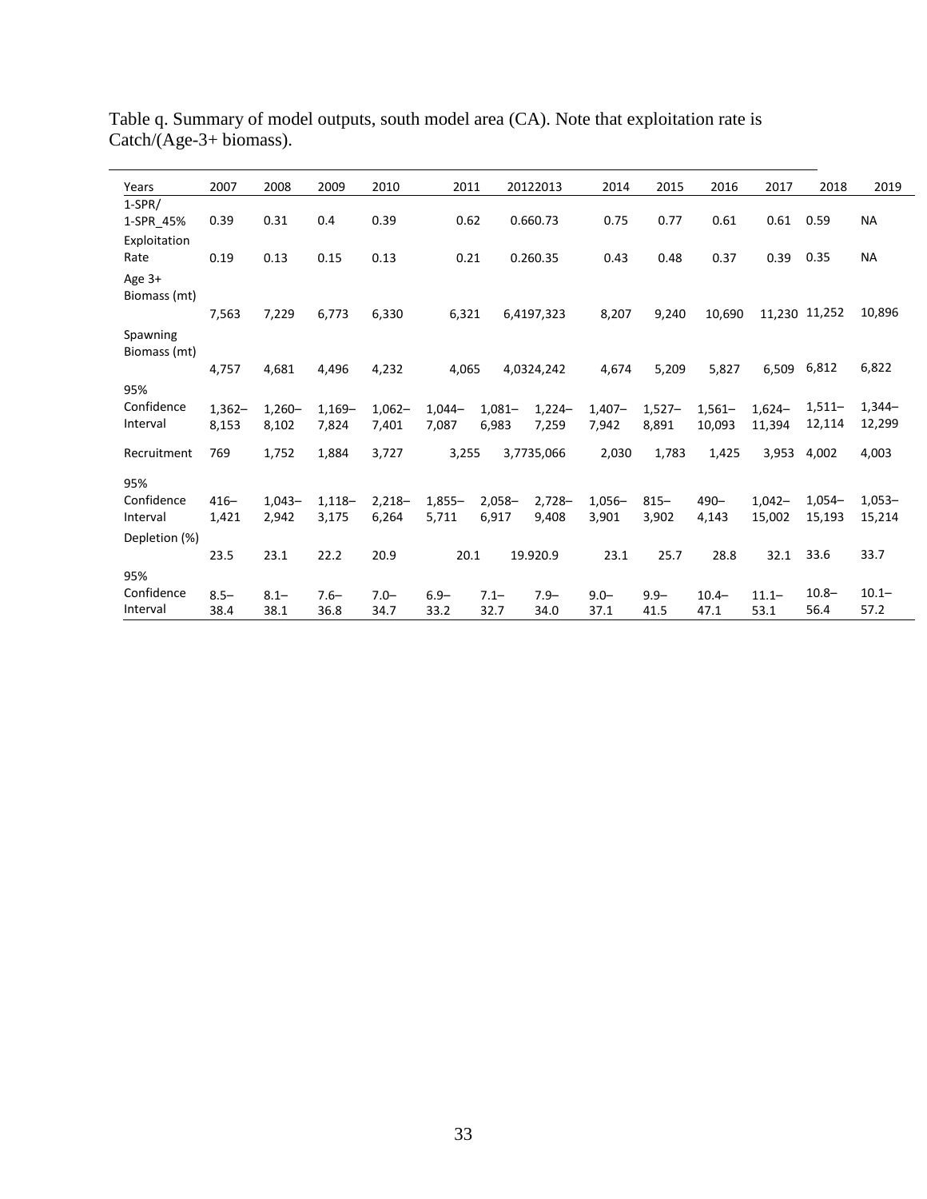Table q. Summary of model outputs, south model area (CA). Note that exploitation rate is Catch/(Age-3+ biomass).

| Years | 2007 | 2008 | 2009 | 2010 | 2011 | 2012 | 2013 | 2014 | 2015 | 2016 | 2017 | 2018 | 2019 |
|---|---|---|---|---|---|---|---|---|---|---|---|---|---|
| 1-SPR/ 1-SPR_45% | 0.39 | 0.31 | 0.4 | 0.39 | 0.62 | 0.66 | 0.73 | 0.75 | 0.77 | 0.61 | 0.61 | 0.59 | NA |
| Exploitation Rate | 0.19 | 0.13 | 0.15 | 0.13 | 0.21 | 0.26 | 0.35 | 0.43 | 0.48 | 0.37 | 0.39 | 0.35 | NA |
| Age 3+ Biomass (mt) | 7,563 | 7,229 | 6,773 | 6,330 | 6,321 | 6,419 | 7,323 | 8,207 | 9,240 | 10,690 | 11,230 | 11,252 | 10,896 |
| Spawning Biomass (mt) | 4,757 | 4,681 | 4,496 | 4,232 | 4,065 | 4,032 | 4,242 | 4,674 | 5,209 | 5,827 | 6,509 | 6,812 | 6,822 |
| 95% Confidence Interval | 1,362–8,153 | 1,260–8,102 | 1,169–7,824 | 1,062–7,401 | 1,044–7,087 | 1,081–6,983 | 1,224–7,259 | 1,407–7,942 | 1,527–8,891 | 1,561–10,093 | 1,624–11,394 | 1,511–12,114 | 1,344–12,299 |
| Recruitment | 769 | 1,752 | 1,884 | 3,727 | 3,255 | 3,773 | 5,066 | 2,030 | 1,783 | 1,425 | 3,953 | 4,002 | 4,003 |
| 95% Confidence Interval | 416–1,421 | 1,043–2,942 | 1,118–3,175 | 2,218–6,264 | 1,855–5,711 | 2,058–6,917 | 2,728–9,408 | 1,056–3,901 | 815–3,902 | 490–4,143 | 1,042–15,002 | 1,054–15,193 | 1,053–15,214 |
| Depletion (%) | 23.5 | 23.1 | 22.2 | 20.9 | 20.1 | 19.9 | 20.9 | 23.1 | 25.7 | 28.8 | 32.1 | 33.6 | 33.7 |
| 95% Confidence Interval | 8.5–38.4 | 8.1–38.1 | 7.6–36.8 | 7.0–34.7 | 6.9–33.2 | 7.1–32.7 | 7.9–34.0 | 9.0–37.1 | 9.9–41.5 | 10.4–47.1 | 11.1–53.1 | 10.8–56.4 | 10.1–57.2 |